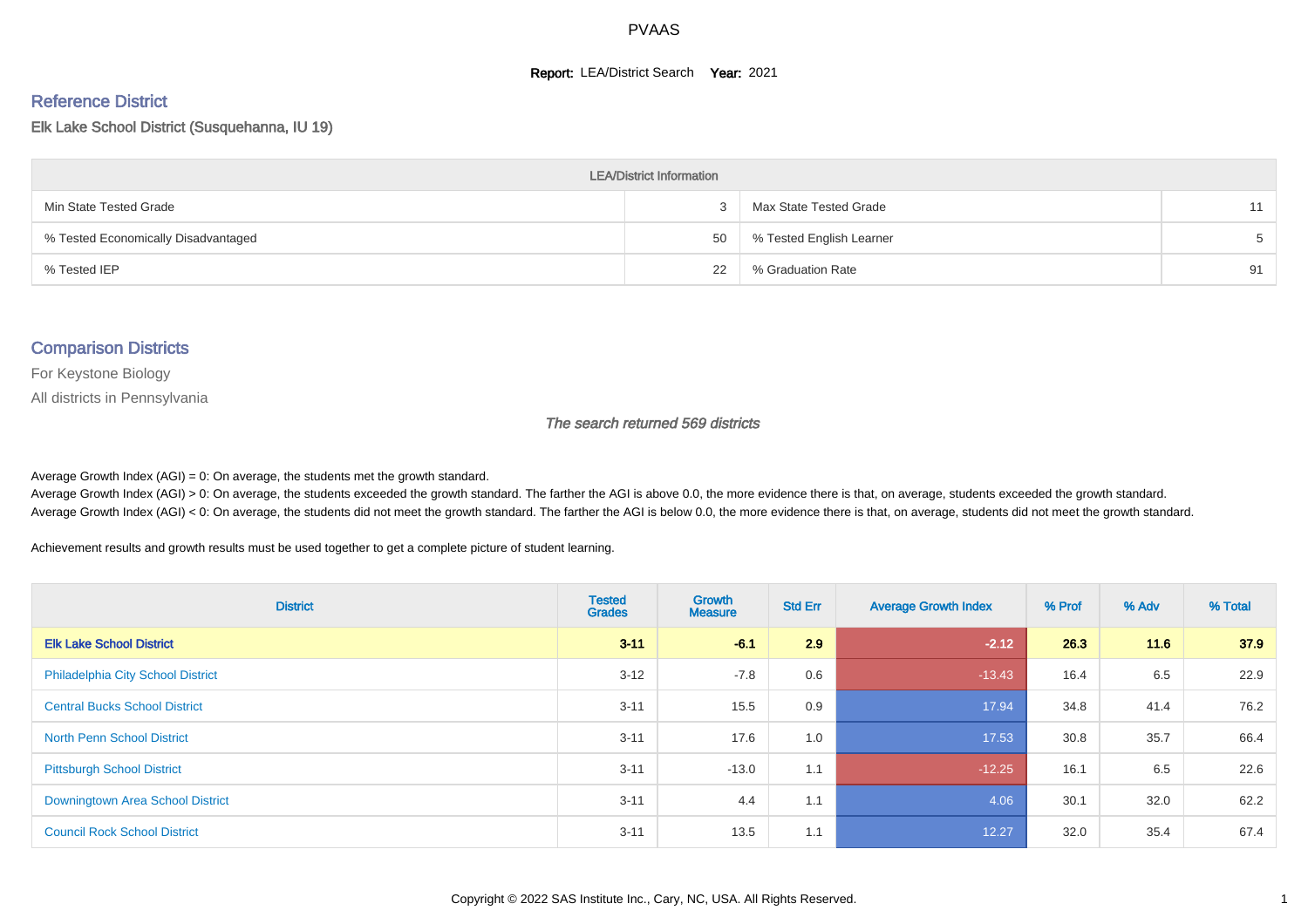# PVAAS

**Report:** LEA/District Search **Year:** 2021

## Reference District

Elk Lake School District (Susquehanna, IU 19)

| LEA/District Information | | | |
|---|---|---|---|
| Min State Tested Grade | 3 | Max State Tested Grade | 11 |
| % Tested Economically Disadvantaged | 50 | % Tested English Learner | 5 |
| % Tested IEP | 22 | % Graduation Rate | 91 |

## Comparison Districts

For Keystone Biology

All districts in Pennsylvania

*The search returned 569 districts*

Average Growth Index (AGI) = 0: On average, the students met the growth standard.
Average Growth Index (AGI) > 0: On average, the students exceeded the growth standard. The farther the AGI is above 0.0, the more evidence there is that, on average, students exceeded the growth standard.
Average Growth Index (AGI) < 0: On average, the students did not meet the growth standard. The farther the AGI is below 0.0, the more evidence there is that, on average, students did not meet the growth standard.

Achievement results and growth results must be used together to get a complete picture of student learning.

| District | Tested Grades | Growth Measure | Std Err | Average Growth Index | % Prof | % Adv | % Total |
|---|---|---|---|---|---|---|---|
| **Elk Lake School District** | **3-11** | **-6.1** | **2.9** | **-2.12** | **26.3** | **11.6** | **37.9** |
| Philadelphia City School District | 3-12 | -7.8 | 0.6 | -13.43 | 16.4 | 6.5 | 22.9 |
| Central Bucks School District | 3-11 | 15.5 | 0.9 | 17.94 | 34.8 | 41.4 | 76.2 |
| North Penn School District | 3-11 | 17.6 | 1.0 | 17.53 | 30.8 | 35.7 | 66.4 |
| Pittsburgh School District | 3-11 | -13.0 | 1.1 | -12.25 | 16.1 | 6.5 | 22.6 |
| Downingtown Area School District | 3-11 | 4.4 | 1.1 | 4.06 | 30.1 | 32.0 | 62.2 |
| Council Rock School District | 3-11 | 13.5 | 1.1 | 12.27 | 32.0 | 35.4 | 67.4 |

Copyright © 2022 SAS Institute Inc., Cary, NC, USA. All Rights Reserved.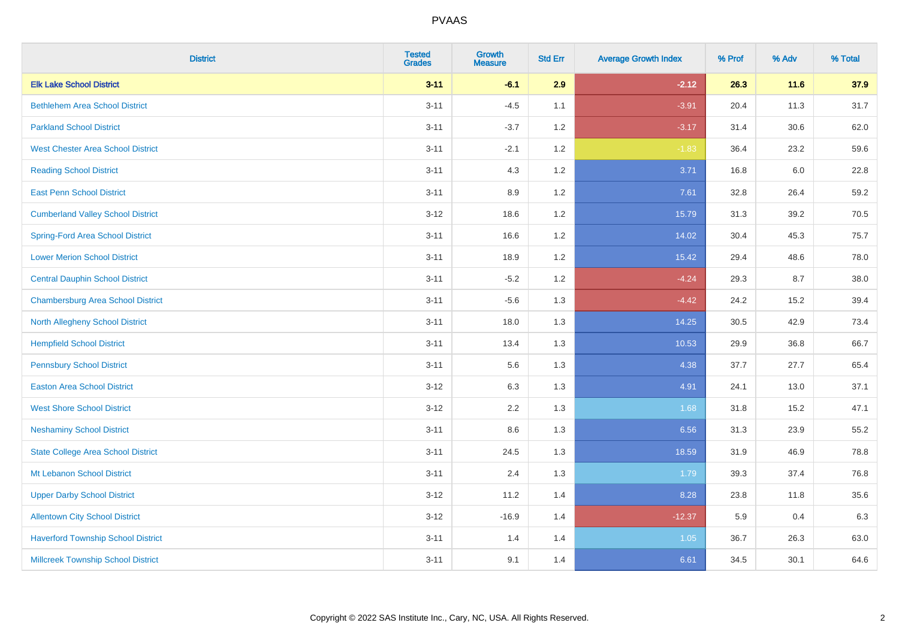# PVAAS

| District | Tested Grades | Growth Measure | Std Err | Average Growth Index | % Prof | % Adv | % Total |
|---|---|---|---|---|---|---|---|
| **Elk Lake School District** | **3-11** | **-6.1** | **2.9** | **-2.12** | **26.3** | **11.6** | **37.9** |
| Bethlehem Area School District | 3-11 | -4.5 | 1.1 | -3.91 | 20.4 | 11.3 | 31.7 |
| Parkland School District | 3-11 | -3.7 | 1.2 | -3.17 | 31.4 | 30.6 | 62.0 |
| West Chester Area School District | 3-11 | -2.1 | 1.2 | -1.83 | 36.4 | 23.2 | 59.6 |
| Reading School District | 3-11 | 4.3 | 1.2 | 3.71 | 16.8 | 6.0 | 22.8 |
| East Penn School District | 3-11 | 8.9 | 1.2 | 7.61 | 32.8 | 26.4 | 59.2 |
| Cumberland Valley School District | 3-12 | 18.6 | 1.2 | 15.79 | 31.3 | 39.2 | 70.5 |
| Spring-Ford Area School District | 3-11 | 16.6 | 1.2 | 14.02 | 30.4 | 45.3 | 75.7 |
| Lower Merion School District | 3-11 | 18.9 | 1.2 | 15.42 | 29.4 | 48.6 | 78.0 |
| Central Dauphin School District | 3-11 | -5.2 | 1.2 | -4.24 | 29.3 | 8.7 | 38.0 |
| Chambersburg Area School District | 3-11 | -5.6 | 1.3 | -4.42 | 24.2 | 15.2 | 39.4 |
| North Allegheny School District | 3-11 | 18.0 | 1.3 | 14.25 | 30.5 | 42.9 | 73.4 |
| Hempfield School District | 3-11 | 13.4 | 1.3 | 10.53 | 29.9 | 36.8 | 66.7 |
| Pennsbury School District | 3-11 | 5.6 | 1.3 | 4.38 | 37.7 | 27.7 | 65.4 |
| Easton Area School District | 3-12 | 6.3 | 1.3 | 4.91 | 24.1 | 13.0 | 37.1 |
| West Shore School District | 3-12 | 2.2 | 1.3 | 1.68 | 31.8 | 15.2 | 47.1 |
| Neshaminy School District | 3-11 | 8.6 | 1.3 | 6.56 | 31.3 | 23.9 | 55.2 |
| State College Area School District | 3-11 | 24.5 | 1.3 | 18.59 | 31.9 | 46.9 | 78.8 |
| Mt Lebanon School District | 3-11 | 2.4 | 1.3 | 1.79 | 39.3 | 37.4 | 76.8 |
| Upper Darby School District | 3-12 | 11.2 | 1.4 | 8.28 | 23.8 | 11.8 | 35.6 |
| Allentown City School District | 3-12 | -16.9 | 1.4 | -12.37 | 5.9 | 0.4 | 6.3 |
| Haverford Township School District | 3-11 | 1.4 | 1.4 | 1.05 | 36.7 | 26.3 | 63.0 |
| Millcreek Township School District | 3-11 | 9.1 | 1.4 | 6.61 | 34.5 | 30.1 | 64.6 |

Copyright © 2022 SAS Institute Inc., Cary, NC, USA. All Rights Reserved.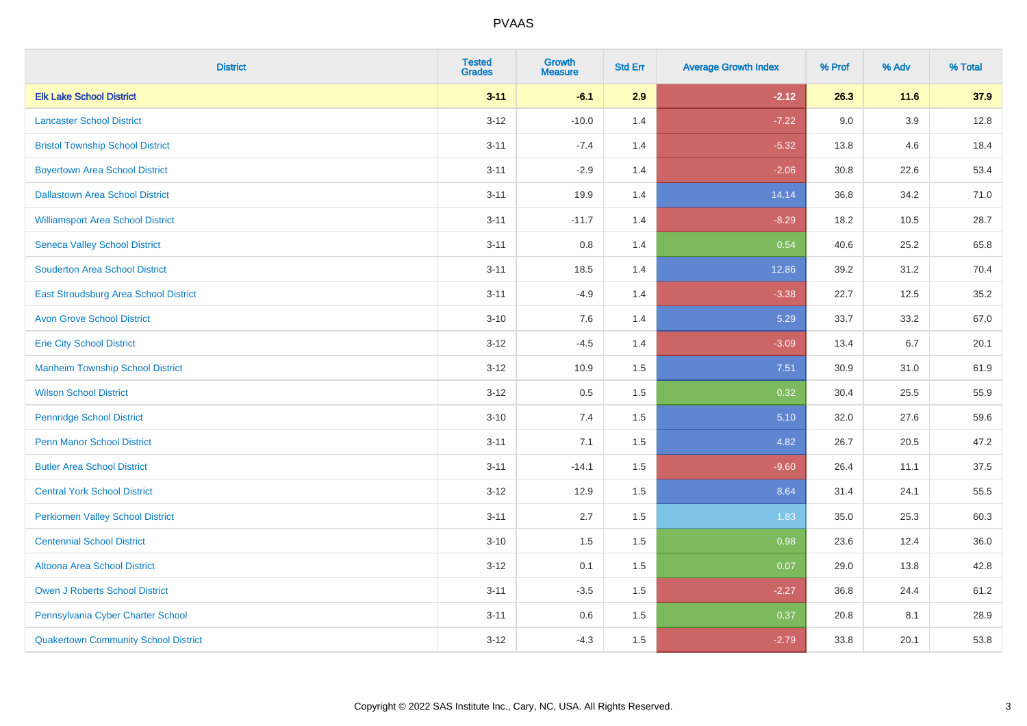| District | Tested Grades | Growth Measure | Std Err | Average Growth Index | % Prof | % Adv | % Total |
|---|---|---|---|---|---|---|---|
| **Elk Lake School District** | **3-11** | **-6.1** | **2.9** | **-2.12** | **26.3** | **11.6** | **37.9** |
| Lancaster School District | 3-12 | -10.0 | 1.4 | -7.22 | 9.0 | 3.9 | 12.8 |
| Bristol Township School District | 3-11 | -7.4 | 1.4 | -5.32 | 13.8 | 4.6 | 18.4 |
| Boyertown Area School District | 3-11 | -2.9 | 1.4 | -2.06 | 30.8 | 22.6 | 53.4 |
| Dallastown Area School District | 3-11 | 19.9 | 1.4 | 14.14 | 36.8 | 34.2 | 71.0 |
| Williamsport Area School District | 3-11 | -11.7 | 1.4 | -8.29 | 18.2 | 10.5 | 28.7 |
| Seneca Valley School District | 3-11 | 0.8 | 1.4 | 0.54 | 40.6 | 25.2 | 65.8 |
| Souderton Area School District | 3-11 | 18.5 | 1.4 | 12.86 | 39.2 | 31.2 | 70.4 |
| East Stroudsburg Area School District | 3-11 | -4.9 | 1.4 | -3.38 | 22.7 | 12.5 | 35.2 |
| Avon Grove School District | 3-10 | 7.6 | 1.4 | 5.29 | 33.7 | 33.2 | 67.0 |
| Erie City School District | 3-12 | -4.5 | 1.4 | -3.09 | 13.4 | 6.7 | 20.1 |
| Manheim Township School District | 3-12 | 10.9 | 1.5 | 7.51 | 30.9 | 31.0 | 61.9 |
| Wilson School District | 3-12 | 0.5 | 1.5 | 0.32 | 30.4 | 25.5 | 55.9 |
| Pennridge School District | 3-10 | 7.4 | 1.5 | 5.10 | 32.0 | 27.6 | 59.6 |
| Penn Manor School District | 3-11 | 7.1 | 1.5 | 4.82 | 26.7 | 20.5 | 47.2 |
| Butler Area School District | 3-11 | -14.1 | 1.5 | -9.60 | 26.4 | 11.1 | 37.5 |
| Central York School District | 3-12 | 12.9 | 1.5 | 8.64 | 31.4 | 24.1 | 55.5 |
| Perkiomen Valley School District | 3-11 | 2.7 | 1.5 | 1.83 | 35.0 | 25.3 | 60.3 |
| Centennial School District | 3-10 | 1.5 | 1.5 | 0.98 | 23.6 | 12.4 | 36.0 |
| Altoona Area School District | 3-12 | 0.1 | 1.5 | 0.07 | 29.0 | 13.8 | 42.8 |
| Owen J Roberts School District | 3-11 | -3.5 | 1.5 | -2.27 | 36.8 | 24.4 | 61.2 |
| Pennsylvania Cyber Charter School | 3-11 | 0.6 | 1.5 | 0.37 | 20.8 | 8.1 | 28.9 |
| Quakertown Community School District | 3-12 | -4.3 | 1.5 | -2.79 | 33.8 | 20.1 | 53.8 |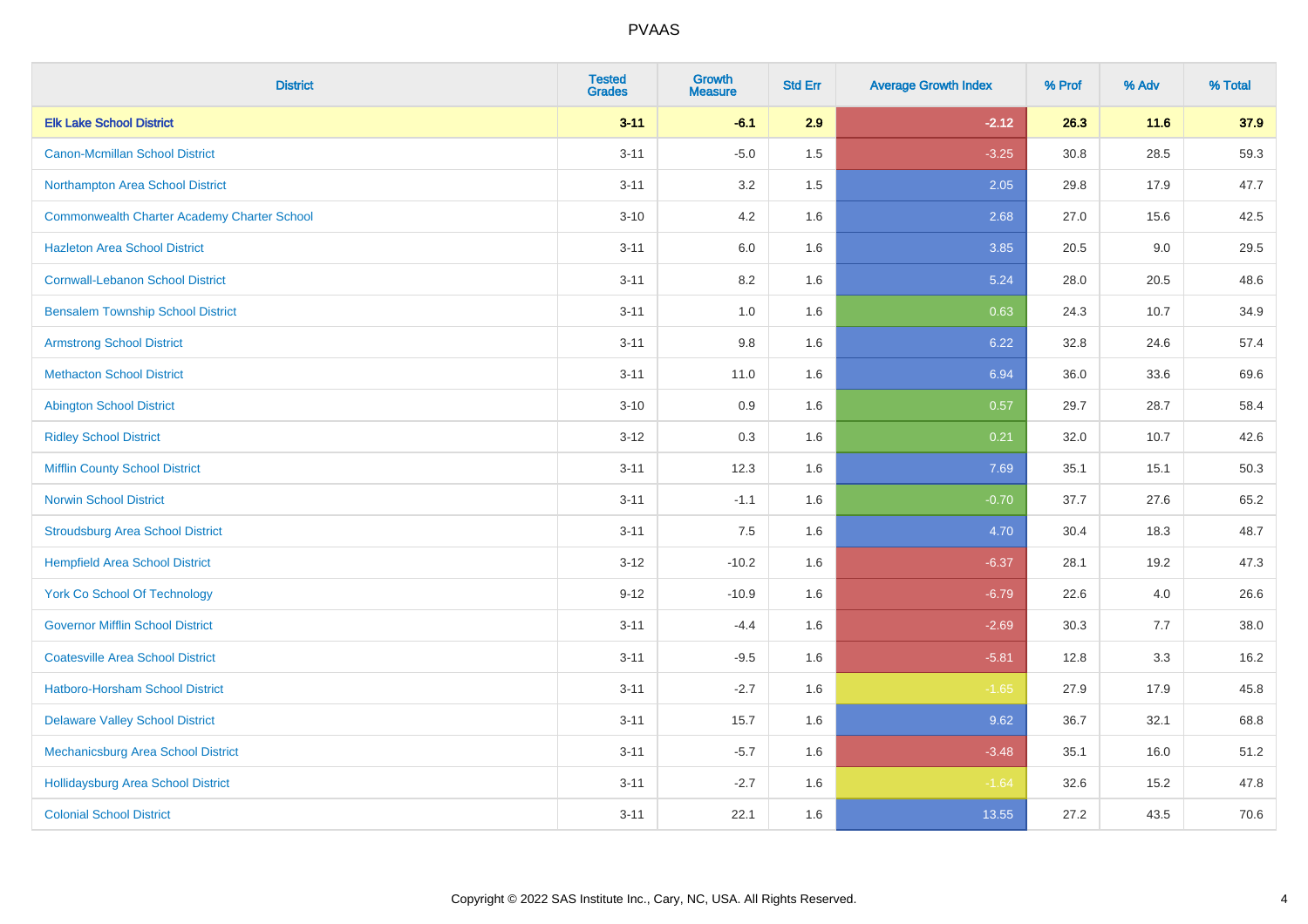| District | Tested Grades | Growth Measure | Std Err | Average Growth Index | % Prof | % Adv | % Total |
|---|---|---|---|---|---|---|---|
| **Elk Lake School District** | **3-11** | **-6.1** | **2.9** | **-2.12** | **26.3** | **11.6** | **37.9** |
| Canon-Mcmillan School District | 3-11 | -5.0 | 1.5 | -3.25 | 30.8 | 28.5 | 59.3 |
| Northampton Area School District | 3-11 | 3.2 | 1.5 | 2.05 | 29.8 | 17.9 | 47.7 |
| Commonwealth Charter Academy Charter School | 3-10 | 4.2 | 1.6 | 2.68 | 27.0 | 15.6 | 42.5 |
| Hazleton Area School District | 3-11 | 6.0 | 1.6 | 3.85 | 20.5 | 9.0 | 29.5 |
| Cornwall-Lebanon School District | 3-11 | 8.2 | 1.6 | 5.24 | 28.0 | 20.5 | 48.6 |
| Bensalem Township School District | 3-11 | 1.0 | 1.6 | 0.63 | 24.3 | 10.7 | 34.9 |
| Armstrong School District | 3-11 | 9.8 | 1.6 | 6.22 | 32.8 | 24.6 | 57.4 |
| Methacton School District | 3-11 | 11.0 | 1.6 | 6.94 | 36.0 | 33.6 | 69.6 |
| Abington School District | 3-10 | 0.9 | 1.6 | 0.57 | 29.7 | 28.7 | 58.4 |
| Ridley School District | 3-12 | 0.3 | 1.6 | 0.21 | 32.0 | 10.7 | 42.6 |
| Mifflin County School District | 3-11 | 12.3 | 1.6 | 7.69 | 35.1 | 15.1 | 50.3 |
| Norwin School District | 3-11 | -1.1 | 1.6 | -0.70 | 37.7 | 27.6 | 65.2 |
| Stroudsburg Area School District | 3-11 | 7.5 | 1.6 | 4.70 | 30.4 | 18.3 | 48.7 |
| Hempfield Area School District | 3-12 | -10.2 | 1.6 | -6.37 | 28.1 | 19.2 | 47.3 |
| York Co School Of Technology | 9-12 | -10.9 | 1.6 | -6.79 | 22.6 | 4.0 | 26.6 |
| Governor Mifflin School District | 3-11 | -4.4 | 1.6 | -2.69 | 30.3 | 7.7 | 38.0 |
| Coatesville Area School District | 3-11 | -9.5 | 1.6 | -5.81 | 12.8 | 3.3 | 16.2 |
| Hatboro-Horsham School District | 3-11 | -2.7 | 1.6 | -1.65 | 27.9 | 17.9 | 45.8 |
| Delaware Valley School District | 3-11 | 15.7 | 1.6 | 9.62 | 36.7 | 32.1 | 68.8 |
| Mechanicsburg Area School District | 3-11 | -5.7 | 1.6 | -3.48 | 35.1 | 16.0 | 51.2 |
| Hollidaysburg Area School District | 3-11 | -2.7 | 1.6 | -1.64 | 32.6 | 15.2 | 47.8 |
| Colonial School District | 3-11 | 22.1 | 1.6 | 13.55 | 27.2 | 43.5 | 70.6 |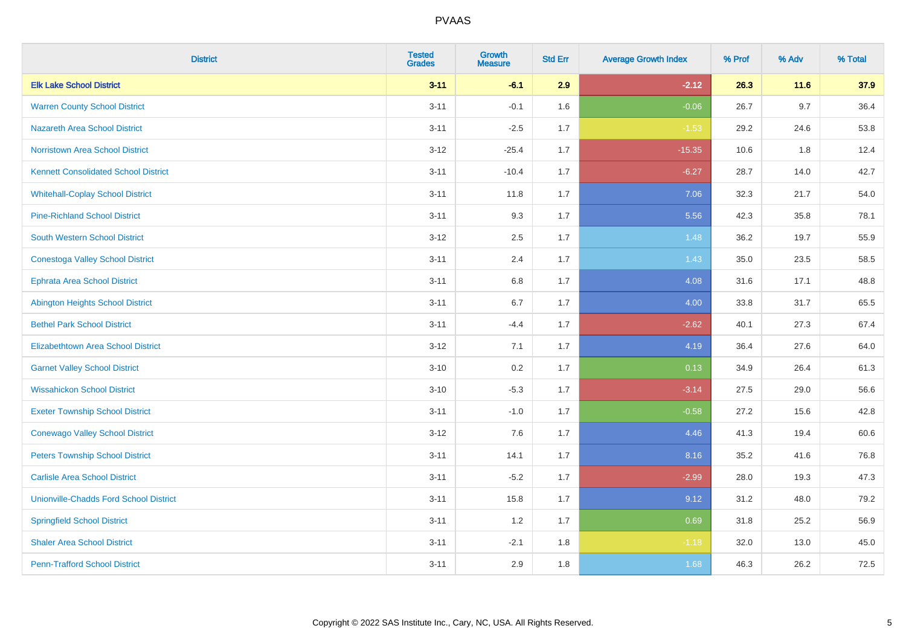PVAAS

| District | Tested Grades | Growth Measure | Std Err | Average Growth Index | % Prof | % Adv | % Total |
|---|---|---|---|---|---|---|---|
| **Elk Lake School District** | **3-11** | **-6.1** | **2.9** | **-2.12** | **26.3** | **11.6** | **37.9** |
| Warren County School District | 3-11 | -0.1 | 1.6 | -0.06 | 26.7 | 9.7 | 36.4 |
| Nazareth Area School District | 3-11 | -2.5 | 1.7 | -1.53 | 29.2 | 24.6 | 53.8 |
| Norristown Area School District | 3-12 | -25.4 | 1.7 | -15.35 | 10.6 | 1.8 | 12.4 |
| Kennett Consolidated School District | 3-11 | -10.4 | 1.7 | -6.27 | 28.7 | 14.0 | 42.7 |
| Whitehall-Coplay School District | 3-11 | 11.8 | 1.7 | 7.06 | 32.3 | 21.7 | 54.0 |
| Pine-Richland School District | 3-11 | 9.3 | 1.7 | 5.56 | 42.3 | 35.8 | 78.1 |
| South Western School District | 3-12 | 2.5 | 1.7 | 1.48 | 36.2 | 19.7 | 55.9 |
| Conestoga Valley School District | 3-11 | 2.4 | 1.7 | 1.43 | 35.0 | 23.5 | 58.5 |
| Ephrata Area School District | 3-11 | 6.8 | 1.7 | 4.08 | 31.6 | 17.1 | 48.8 |
| Abington Heights School District | 3-11 | 6.7 | 1.7 | 4.00 | 33.8 | 31.7 | 65.5 |
| Bethel Park School District | 3-11 | -4.4 | 1.7 | -2.62 | 40.1 | 27.3 | 67.4 |
| Elizabethtown Area School District | 3-12 | 7.1 | 1.7 | 4.19 | 36.4 | 27.6 | 64.0 |
| Garnet Valley School District | 3-10 | 0.2 | 1.7 | 0.13 | 34.9 | 26.4 | 61.3 |
| Wissahickon School District | 3-10 | -5.3 | 1.7 | -3.14 | 27.5 | 29.0 | 56.6 |
| Exeter Township School District | 3-11 | -1.0 | 1.7 | -0.58 | 27.2 | 15.6 | 42.8 |
| Conewago Valley School District | 3-12 | 7.6 | 1.7 | 4.46 | 41.3 | 19.4 | 60.6 |
| Peters Township School District | 3-11 | 14.1 | 1.7 | 8.16 | 35.2 | 41.6 | 76.8 |
| Carlisle Area School District | 3-11 | -5.2 | 1.7 | -2.99 | 28.0 | 19.3 | 47.3 |
| Unionville-Chadds Ford School District | 3-11 | 15.8 | 1.7 | 9.12 | 31.2 | 48.0 | 79.2 |
| Springfield School District | 3-11 | 1.2 | 1.7 | 0.69 | 31.8 | 25.2 | 56.9 |
| Shaler Area School District | 3-11 | -2.1 | 1.8 | -1.18 | 32.0 | 13.0 | 45.0 |
| Penn-Trafford School District | 3-11 | 2.9 | 1.8 | 1.68 | 46.3 | 26.2 | 72.5 |

Copyright © 2022 SAS Institute Inc., Cary, NC, USA. All Rights Reserved.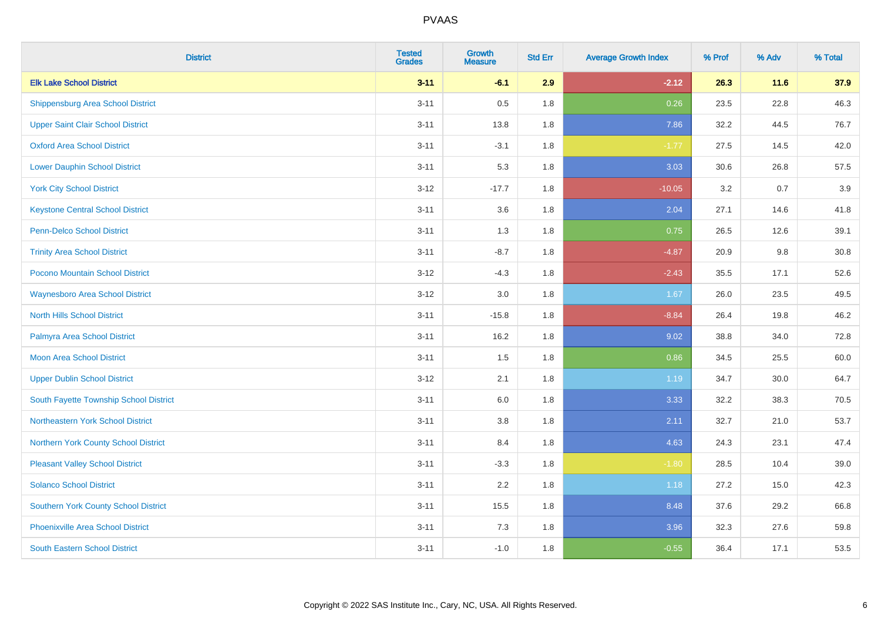| District | Tested Grades | Growth Measure | Std Err | Average Growth Index | % Prof | % Adv | % Total |
|---|---|---|---|---|---|---|---|
| **Elk Lake School District** | **3-11** | **-6.1** | **2.9** | **-2.12** | **26.3** | **11.6** | **37.9** |
| Shippensburg Area School District | 3-11 | 0.5 | 1.8 | 0.26 | 23.5 | 22.8 | 46.3 |
| Upper Saint Clair School District | 3-11 | 13.8 | 1.8 | 7.86 | 32.2 | 44.5 | 76.7 |
| Oxford Area School District | 3-11 | -3.1 | 1.8 | -1.77 | 27.5 | 14.5 | 42.0 |
| Lower Dauphin School District | 3-11 | 5.3 | 1.8 | 3.03 | 30.6 | 26.8 | 57.5 |
| York City School District | 3-12 | -17.7 | 1.8 | -10.05 | 3.2 | 0.7 | 3.9 |
| Keystone Central School District | 3-11 | 3.6 | 1.8 | 2.04 | 27.1 | 14.6 | 41.8 |
| Penn-Delco School District | 3-11 | 1.3 | 1.8 | 0.75 | 26.5 | 12.6 | 39.1 |
| Trinity Area School District | 3-11 | -8.7 | 1.8 | -4.87 | 20.9 | 9.8 | 30.8 |
| Pocono Mountain School District | 3-12 | -4.3 | 1.8 | -2.43 | 35.5 | 17.1 | 52.6 |
| Waynesboro Area School District | 3-12 | 3.0 | 1.8 | 1.67 | 26.0 | 23.5 | 49.5 |
| North Hills School District | 3-11 | -15.8 | 1.8 | -8.84 | 26.4 | 19.8 | 46.2 |
| Palmyra Area School District | 3-11 | 16.2 | 1.8 | 9.02 | 38.8 | 34.0 | 72.8 |
| Moon Area School District | 3-11 | 1.5 | 1.8 | 0.86 | 34.5 | 25.5 | 60.0 |
| Upper Dublin School District | 3-12 | 2.1 | 1.8 | 1.19 | 34.7 | 30.0 | 64.7 |
| South Fayette Township School District | 3-11 | 6.0 | 1.8 | 3.33 | 32.2 | 38.3 | 70.5 |
| Northeastern York School District | 3-11 | 3.8 | 1.8 | 2.11 | 32.7 | 21.0 | 53.7 |
| Northern York County School District | 3-11 | 8.4 | 1.8 | 4.63 | 24.3 | 23.1 | 47.4 |
| Pleasant Valley School District | 3-11 | -3.3 | 1.8 | -1.80 | 28.5 | 10.4 | 39.0 |
| Solanco School District | 3-11 | 2.2 | 1.8 | 1.18 | 27.2 | 15.0 | 42.3 |
| Southern York County School District | 3-11 | 15.5 | 1.8 | 8.48 | 37.6 | 29.2 | 66.8 |
| Phoenixville Area School District | 3-11 | 7.3 | 1.8 | 3.96 | 32.3 | 27.6 | 59.8 |
| South Eastern School District | 3-11 | -1.0 | 1.8 | -0.55 | 36.4 | 17.1 | 53.5 |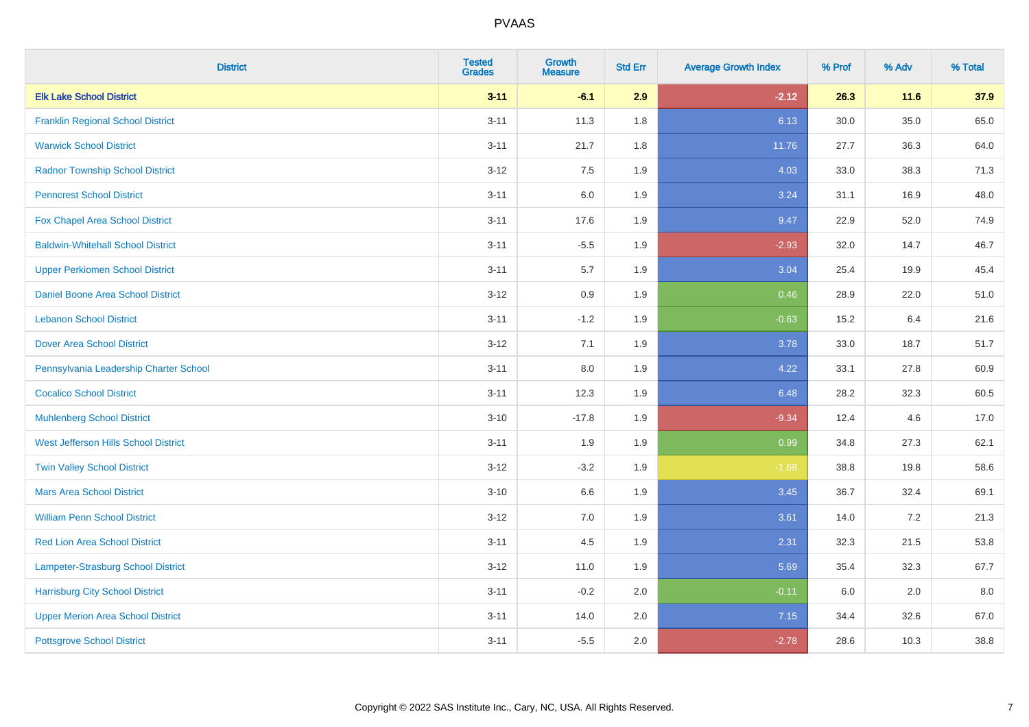| District | Tested Grades | Growth Measure | Std Err | Average Growth Index | % Prof | % Adv | % Total |
|---|---|---|---|---|---|---|---|
| **Elk Lake School District** | **3-11** | **-6.1** | **2.9** | **-2.12** | **26.3** | **11.6** | **37.9** |
| Franklin Regional School District | 3-11 | 11.3 | 1.8 | 6.13 | 30.0 | 35.0 | 65.0 |
| Warwick School District | 3-11 | 21.7 | 1.8 | 11.76 | 27.7 | 36.3 | 64.0 |
| Radnor Township School District | 3-12 | 7.5 | 1.9 | 4.03 | 33.0 | 38.3 | 71.3 |
| Penncrest School District | 3-11 | 6.0 | 1.9 | 3.24 | 31.1 | 16.9 | 48.0 |
| Fox Chapel Area School District | 3-11 | 17.6 | 1.9 | 9.47 | 22.9 | 52.0 | 74.9 |
| Baldwin-Whitehall School District | 3-11 | -5.5 | 1.9 | -2.93 | 32.0 | 14.7 | 46.7 |
| Upper Perkiomen School District | 3-11 | 5.7 | 1.9 | 3.04 | 25.4 | 19.9 | 45.4 |
| Daniel Boone Area School District | 3-12 | 0.9 | 1.9 | 0.46 | 28.9 | 22.0 | 51.0 |
| Lebanon School District | 3-11 | -1.2 | 1.9 | -0.63 | 15.2 | 6.4 | 21.6 |
| Dover Area School District | 3-12 | 7.1 | 1.9 | 3.78 | 33.0 | 18.7 | 51.7 |
| Pennsylvania Leadership Charter School | 3-11 | 8.0 | 1.9 | 4.22 | 33.1 | 27.8 | 60.9 |
| Cocalico School District | 3-11 | 12.3 | 1.9 | 6.48 | 28.2 | 32.3 | 60.5 |
| Muhlenberg School District | 3-10 | -17.8 | 1.9 | -9.34 | 12.4 | 4.6 | 17.0 |
| West Jefferson Hills School District | 3-11 | 1.9 | 1.9 | 0.99 | 34.8 | 27.3 | 62.1 |
| Twin Valley School District | 3-12 | -3.2 | 1.9 | -1.68 | 38.8 | 19.8 | 58.6 |
| Mars Area School District | 3-10 | 6.6 | 1.9 | 3.45 | 36.7 | 32.4 | 69.1 |
| William Penn School District | 3-12 | 7.0 | 1.9 | 3.61 | 14.0 | 7.2 | 21.3 |
| Red Lion Area School District | 3-11 | 4.5 | 1.9 | 2.31 | 32.3 | 21.5 | 53.8 |
| Lampeter-Strasburg School District | 3-12 | 11.0 | 1.9 | 5.69 | 35.4 | 32.3 | 67.7 |
| Harrisburg City School District | 3-11 | -0.2 | 2.0 | -0.11 | 6.0 | 2.0 | 8.0 |
| Upper Merion Area School District | 3-11 | 14.0 | 2.0 | 7.15 | 34.4 | 32.6 | 67.0 |
| Pottsgrove School District | 3-11 | -5.5 | 2.0 | -2.78 | 28.6 | 10.3 | 38.8 |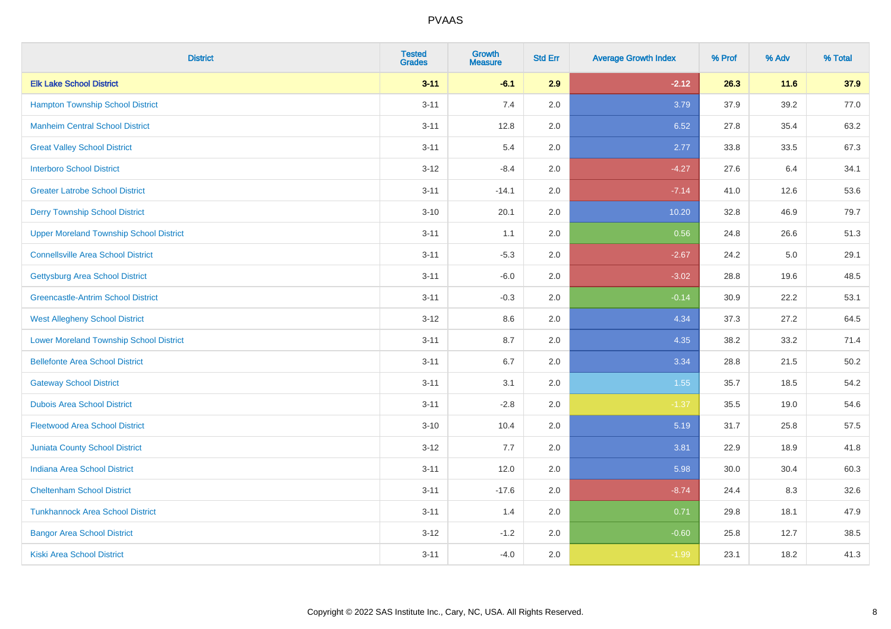| District | Tested Grades | Growth Measure | Std Err | Average Growth Index | % Prof | % Adv | % Total |
|---|---|---|---|---|---|---|---|
| **Elk Lake School District** | **3-11** | **-6.1** | **2.9** | **-2.12** | **26.3** | **11.6** | **37.9** |
| Hampton Township School District | 3-11 | 7.4 | 2.0 | 3.79 | 37.9 | 39.2 | 77.0 |
| Manheim Central School District | 3-11 | 12.8 | 2.0 | 6.52 | 27.8 | 35.4 | 63.2 |
| Great Valley School District | 3-11 | 5.4 | 2.0 | 2.77 | 33.8 | 33.5 | 67.3 |
| Interboro School District | 3-12 | -8.4 | 2.0 | -4.27 | 27.6 | 6.4 | 34.1 |
| Greater Latrobe School District | 3-11 | -14.1 | 2.0 | -7.14 | 41.0 | 12.6 | 53.6 |
| Derry Township School District | 3-10 | 20.1 | 2.0 | 10.20 | 32.8 | 46.9 | 79.7 |
| Upper Moreland Township School District | 3-11 | 1.1 | 2.0 | 0.56 | 24.8 | 26.6 | 51.3 |
| Connellsville Area School District | 3-11 | -5.3 | 2.0 | -2.67 | 24.2 | 5.0 | 29.1 |
| Gettysburg Area School District | 3-11 | -6.0 | 2.0 | -3.02 | 28.8 | 19.6 | 48.5 |
| Greencastle-Antrim School District | 3-11 | -0.3 | 2.0 | -0.14 | 30.9 | 22.2 | 53.1 |
| West Allegheny School District | 3-12 | 8.6 | 2.0 | 4.34 | 37.3 | 27.2 | 64.5 |
| Lower Moreland Township School District | 3-11 | 8.7 | 2.0 | 4.35 | 38.2 | 33.2 | 71.4 |
| Bellefonte Area School District | 3-11 | 6.7 | 2.0 | 3.34 | 28.8 | 21.5 | 50.2 |
| Gateway School District | 3-11 | 3.1 | 2.0 | 1.55 | 35.7 | 18.5 | 54.2 |
| Dubois Area School District | 3-11 | -2.8 | 2.0 | -1.37 | 35.5 | 19.0 | 54.6 |
| Fleetwood Area School District | 3-10 | 10.4 | 2.0 | 5.19 | 31.7 | 25.8 | 57.5 |
| Juniata County School District | 3-12 | 7.7 | 2.0 | 3.81 | 22.9 | 18.9 | 41.8 |
| Indiana Area School District | 3-11 | 12.0 | 2.0 | 5.98 | 30.0 | 30.4 | 60.3 |
| Cheltenham School District | 3-11 | -17.6 | 2.0 | -8.74 | 24.4 | 8.3 | 32.6 |
| Tunkhannock Area School District | 3-11 | 1.4 | 2.0 | 0.71 | 29.8 | 18.1 | 47.9 |
| Bangor Area School District | 3-12 | -1.2 | 2.0 | -0.60 | 25.8 | 12.7 | 38.5 |
| Kiski Area School District | 3-11 | -4.0 | 2.0 | -1.99 | 23.1 | 18.2 | 41.3 |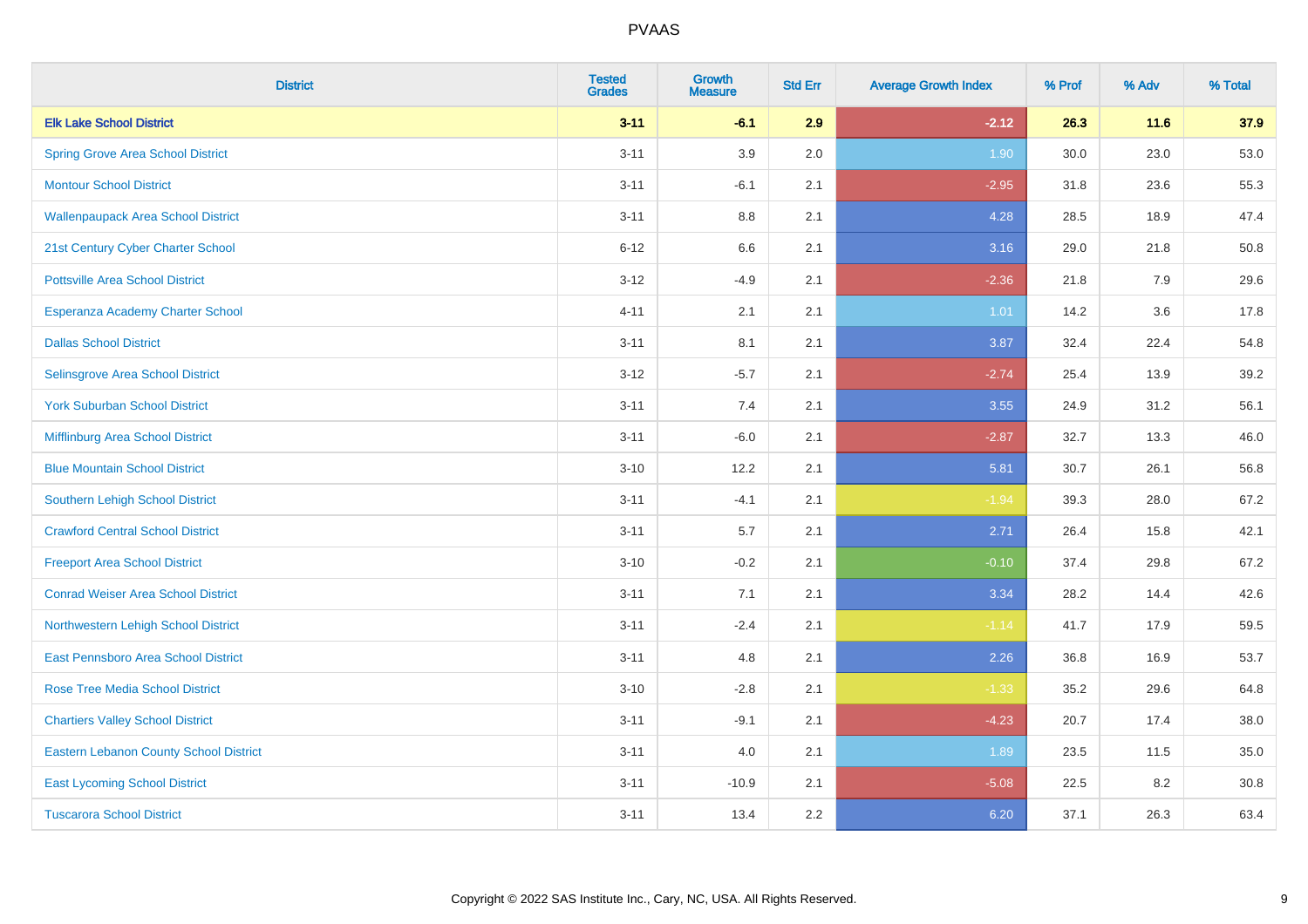| District | Tested Grades | Growth Measure | Std Err | Average Growth Index | % Prof | % Adv | % Total |
|---|---|---|---|---|---|---|---|
| **Elk Lake School District** | **3-11** | **-6.1** | **2.9** | **-2.12** | **26.3** | **11.6** | **37.9** |
| Spring Grove Area School District | 3-11 | 3.9 | 2.0 | 1.90 | 30.0 | 23.0 | 53.0 |
| Montour School District | 3-11 | -6.1 | 2.1 | -2.95 | 31.8 | 23.6 | 55.3 |
| Wallenpaupack Area School District | 3-11 | 8.8 | 2.1 | 4.28 | 28.5 | 18.9 | 47.4 |
| 21st Century Cyber Charter School | 6-12 | 6.6 | 2.1 | 3.16 | 29.0 | 21.8 | 50.8 |
| Pottsville Area School District | 3-12 | -4.9 | 2.1 | -2.36 | 21.8 | 7.9 | 29.6 |
| Esperanza Academy Charter School | 4-11 | 2.1 | 2.1 | 1.01 | 14.2 | 3.6 | 17.8 |
| Dallas School District | 3-11 | 8.1 | 2.1 | 3.87 | 32.4 | 22.4 | 54.8 |
| Selinsgrove Area School District | 3-12 | -5.7 | 2.1 | -2.74 | 25.4 | 13.9 | 39.2 |
| York Suburban School District | 3-11 | 7.4 | 2.1 | 3.55 | 24.9 | 31.2 | 56.1 |
| Mifflinburg Area School District | 3-11 | -6.0 | 2.1 | -2.87 | 32.7 | 13.3 | 46.0 |
| Blue Mountain School District | 3-10 | 12.2 | 2.1 | 5.81 | 30.7 | 26.1 | 56.8 |
| Southern Lehigh School District | 3-11 | -4.1 | 2.1 | -1.94 | 39.3 | 28.0 | 67.2 |
| Crawford Central School District | 3-11 | 5.7 | 2.1 | 2.71 | 26.4 | 15.8 | 42.1 |
| Freeport Area School District | 3-10 | -0.2 | 2.1 | -0.10 | 37.4 | 29.8 | 67.2 |
| Conrad Weiser Area School District | 3-11 | 7.1 | 2.1 | 3.34 | 28.2 | 14.4 | 42.6 |
| Northwestern Lehigh School District | 3-11 | -2.4 | 2.1 | -1.14 | 41.7 | 17.9 | 59.5 |
| East Pennsboro Area School District | 3-11 | 4.8 | 2.1 | 2.26 | 36.8 | 16.9 | 53.7 |
| Rose Tree Media School District | 3-10 | -2.8 | 2.1 | -1.33 | 35.2 | 29.6 | 64.8 |
| Chartiers Valley School District | 3-11 | -9.1 | 2.1 | -4.23 | 20.7 | 17.4 | 38.0 |
| Eastern Lebanon County School District | 3-11 | 4.0 | 2.1 | 1.89 | 23.5 | 11.5 | 35.0 |
| East Lycoming School District | 3-11 | -10.9 | 2.1 | -5.08 | 22.5 | 8.2 | 30.8 |
| Tuscarora School District | 3-11 | 13.4 | 2.2 | 6.20 | 37.1 | 26.3 | 63.4 |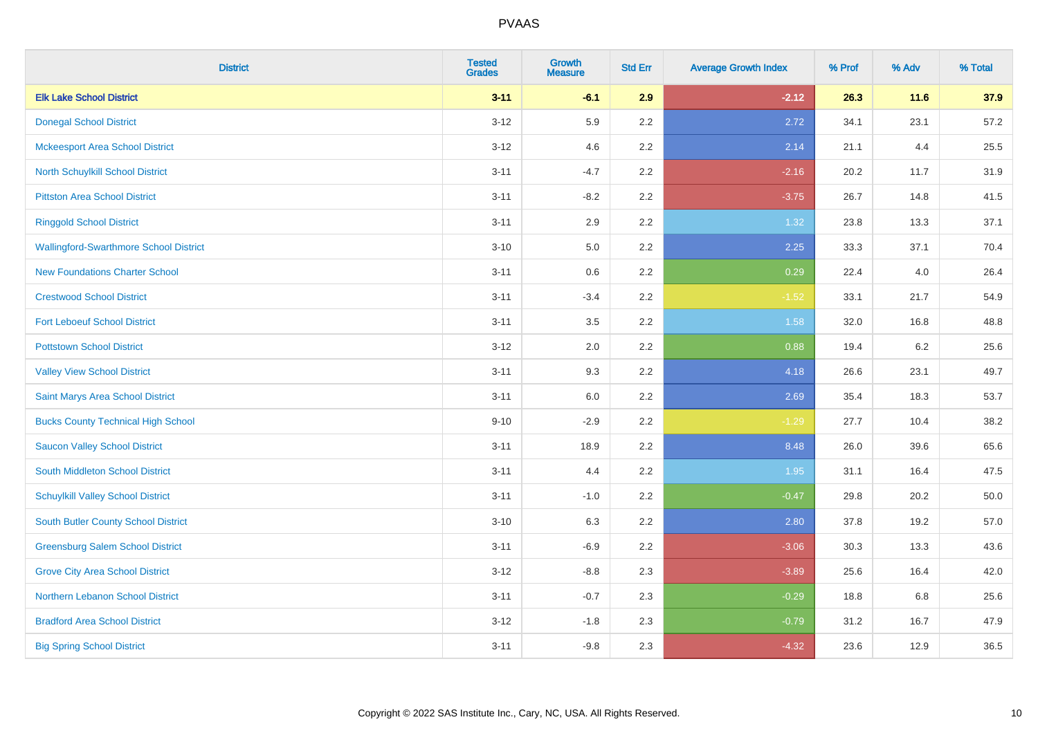| District | Tested Grades | Growth Measure | Std Err | Average Growth Index | % Prof | % Adv | % Total |
|---|---|---|---|---|---|---|---|
| **Elk Lake School District** | **3-11** | **-6.1** | **2.9** | **-2.12** | **26.3** | **11.6** | **37.9** |
| Donegal School District | 3-12 | 5.9 | 2.2 | 2.72 | 34.1 | 23.1 | 57.2 |
| Mckeesport Area School District | 3-12 | 4.6 | 2.2 | 2.14 | 21.1 | 4.4 | 25.5 |
| North Schuylkill School District | 3-11 | -4.7 | 2.2 | -2.16 | 20.2 | 11.7 | 31.9 |
| Pittston Area School District | 3-11 | -8.2 | 2.2 | -3.75 | 26.7 | 14.8 | 41.5 |
| Ringgold School District | 3-11 | 2.9 | 2.2 | 1.32 | 23.8 | 13.3 | 37.1 |
| Wallingford-Swarthmore School District | 3-10 | 5.0 | 2.2 | 2.25 | 33.3 | 37.1 | 70.4 |
| New Foundations Charter School | 3-11 | 0.6 | 2.2 | 0.29 | 22.4 | 4.0 | 26.4 |
| Crestwood School District | 3-11 | -3.4 | 2.2 | -1.52 | 33.1 | 21.7 | 54.9 |
| Fort Leboeuf School District | 3-11 | 3.5 | 2.2 | 1.58 | 32.0 | 16.8 | 48.8 |
| Pottstown School District | 3-12 | 2.0 | 2.2 | 0.88 | 19.4 | 6.2 | 25.6 |
| Valley View School District | 3-11 | 9.3 | 2.2 | 4.18 | 26.6 | 23.1 | 49.7 |
| Saint Marys Area School District | 3-11 | 6.0 | 2.2 | 2.69 | 35.4 | 18.3 | 53.7 |
| Bucks County Technical High School | 9-10 | -2.9 | 2.2 | -1.29 | 27.7 | 10.4 | 38.2 |
| Saucon Valley School District | 3-11 | 18.9 | 2.2 | 8.48 | 26.0 | 39.6 | 65.6 |
| South Middleton School District | 3-11 | 4.4 | 2.2 | 1.95 | 31.1 | 16.4 | 47.5 |
| Schuylkill Valley School District | 3-11 | -1.0 | 2.2 | -0.47 | 29.8 | 20.2 | 50.0 |
| South Butler County School District | 3-10 | 6.3 | 2.2 | 2.80 | 37.8 | 19.2 | 57.0 |
| Greensburg Salem School District | 3-11 | -6.9 | 2.2 | -3.06 | 30.3 | 13.3 | 43.6 |
| Grove City Area School District | 3-12 | -8.8 | 2.3 | -3.89 | 25.6 | 16.4 | 42.0 |
| Northern Lebanon School District | 3-11 | -0.7 | 2.3 | -0.29 | 18.8 | 6.8 | 25.6 |
| Bradford Area School District | 3-12 | -1.8 | 2.3 | -0.79 | 31.2 | 16.7 | 47.9 |
| Big Spring School District | 3-11 | -9.8 | 2.3 | -4.32 | 23.6 | 12.9 | 36.5 |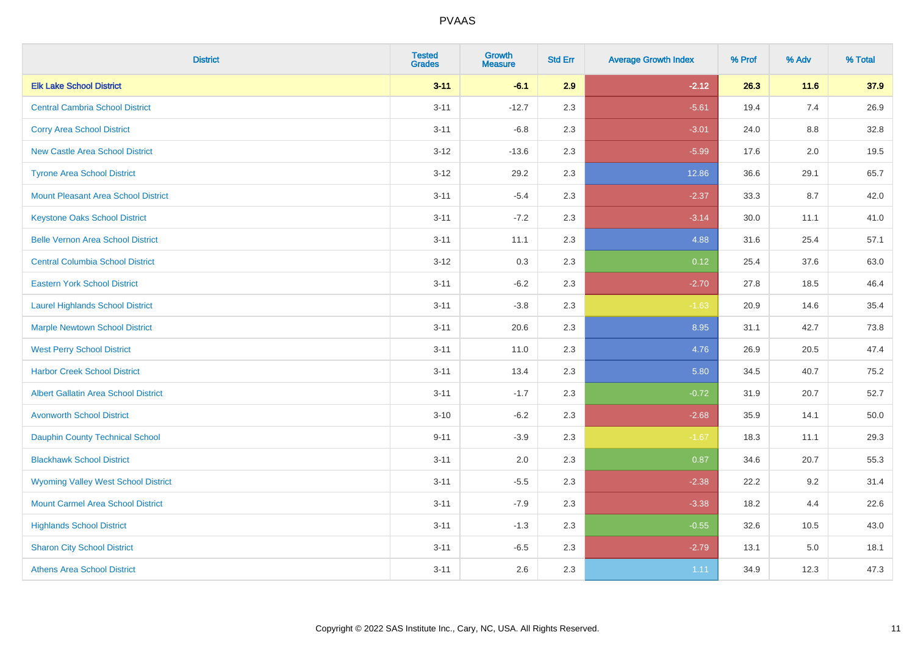PVAAS

| District | Tested Grades | Growth Measure | Std Err | Average Growth Index | % Prof | % Adv | % Total |
|---|---|---|---|---|---|---|---|
| **Elk Lake School District** | **3-11** | **-6.1** | **2.9** | **-2.12** | **26.3** | **11.6** | **37.9** |
| Central Cambria School District | 3-11 | -12.7 | 2.3 | -5.61 | 19.4 | 7.4 | 26.9 |
| Corry Area School District | 3-11 | -6.8 | 2.3 | -3.01 | 24.0 | 8.8 | 32.8 |
| New Castle Area School District | 3-12 | -13.6 | 2.3 | -5.99 | 17.6 | 2.0 | 19.5 |
| Tyrone Area School District | 3-12 | 29.2 | 2.3 | 12.86 | 36.6 | 29.1 | 65.7 |
| Mount Pleasant Area School District | 3-11 | -5.4 | 2.3 | -2.37 | 33.3 | 8.7 | 42.0 |
| Keystone Oaks School District | 3-11 | -7.2 | 2.3 | -3.14 | 30.0 | 11.1 | 41.0 |
| Belle Vernon Area School District | 3-11 | 11.1 | 2.3 | 4.88 | 31.6 | 25.4 | 57.1 |
| Central Columbia School District | 3-12 | 0.3 | 2.3 | 0.12 | 25.4 | 37.6 | 63.0 |
| Eastern York School District | 3-11 | -6.2 | 2.3 | -2.70 | 27.8 | 18.5 | 46.4 |
| Laurel Highlands School District | 3-11 | -3.8 | 2.3 | -1.63 | 20.9 | 14.6 | 35.4 |
| Marple Newtown School District | 3-11 | 20.6 | 2.3 | 8.95 | 31.1 | 42.7 | 73.8 |
| West Perry School District | 3-11 | 11.0 | 2.3 | 4.76 | 26.9 | 20.5 | 47.4 |
| Harbor Creek School District | 3-11 | 13.4 | 2.3 | 5.80 | 34.5 | 40.7 | 75.2 |
| Albert Gallatin Area School District | 3-11 | -1.7 | 2.3 | -0.72 | 31.9 | 20.7 | 52.7 |
| Avonworth School District | 3-10 | -6.2 | 2.3 | -2.68 | 35.9 | 14.1 | 50.0 |
| Dauphin County Technical School | 9-11 | -3.9 | 2.3 | -1.67 | 18.3 | 11.1 | 29.3 |
| Blackhawk School District | 3-11 | 2.0 | 2.3 | 0.87 | 34.6 | 20.7 | 55.3 |
| Wyoming Valley West School District | 3-11 | -5.5 | 2.3 | -2.38 | 22.2 | 9.2 | 31.4 |
| Mount Carmel Area School District | 3-11 | -7.9 | 2.3 | -3.38 | 18.2 | 4.4 | 22.6 |
| Highlands School District | 3-11 | -1.3 | 2.3 | -0.55 | 32.6 | 10.5 | 43.0 |
| Sharon City School District | 3-11 | -6.5 | 2.3 | -2.79 | 13.1 | 5.0 | 18.1 |
| Athens Area School District | 3-11 | 2.6 | 2.3 | 1.11 | 34.9 | 12.3 | 47.3 |

Copyright © 2022 SAS Institute Inc., Cary, NC, USA. All Rights Reserved.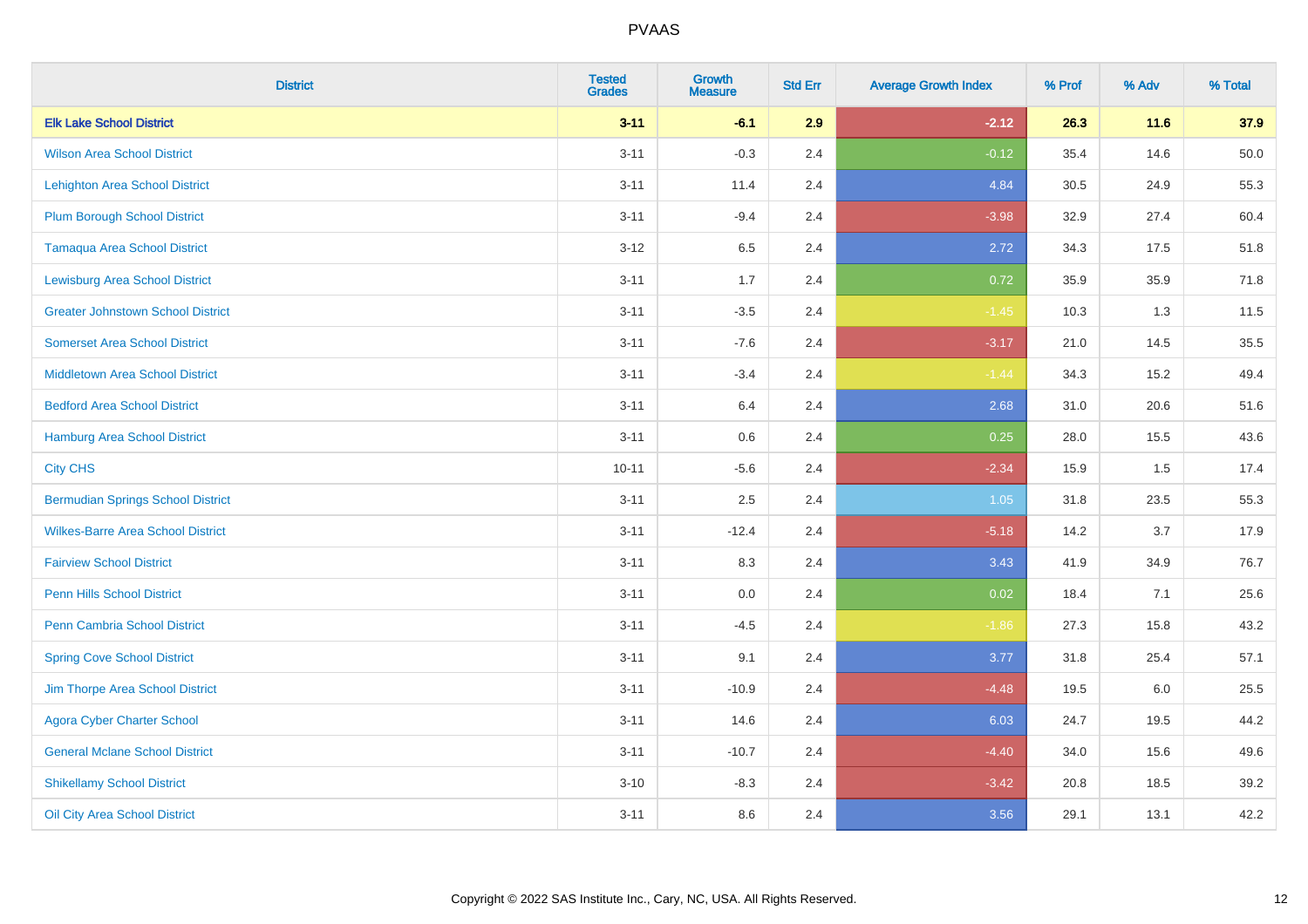| District | Tested Grades | Growth Measure | Std Err | Average Growth Index | % Prof | % Adv | % Total |
|---|---|---|---|---|---|---|---|
| **Elk Lake School District** | **3-11** | **-6.1** | **2.9** | **-2.12** | **26.3** | **11.6** | **37.9** |
| Wilson Area School District | 3-11 | -0.3 | 2.4 | -0.12 | 35.4 | 14.6 | 50.0 |
| Lehighton Area School District | 3-11 | 11.4 | 2.4 | 4.84 | 30.5 | 24.9 | 55.3 |
| Plum Borough School District | 3-11 | -9.4 | 2.4 | -3.98 | 32.9 | 27.4 | 60.4 |
| Tamaqua Area School District | 3-12 | 6.5 | 2.4 | 2.72 | 34.3 | 17.5 | 51.8 |
| Lewisburg Area School District | 3-11 | 1.7 | 2.4 | 0.72 | 35.9 | 35.9 | 71.8 |
| Greater Johnstown School District | 3-11 | -3.5 | 2.4 | -1.45 | 10.3 | 1.3 | 11.5 |
| Somerset Area School District | 3-11 | -7.6 | 2.4 | -3.17 | 21.0 | 14.5 | 35.5 |
| Middletown Area School District | 3-11 | -3.4 | 2.4 | -1.44 | 34.3 | 15.2 | 49.4 |
| Bedford Area School District | 3-11 | 6.4 | 2.4 | 2.68 | 31.0 | 20.6 | 51.6 |
| Hamburg Area School District | 3-11 | 0.6 | 2.4 | 0.25 | 28.0 | 15.5 | 43.6 |
| City CHS | 10-11 | -5.6 | 2.4 | -2.34 | 15.9 | 1.5 | 17.4 |
| Bermudian Springs School District | 3-11 | 2.5 | 2.4 | 1.05 | 31.8 | 23.5 | 55.3 |
| Wilkes-Barre Area School District | 3-11 | -12.4 | 2.4 | -5.18 | 14.2 | 3.7 | 17.9 |
| Fairview School District | 3-11 | 8.3 | 2.4 | 3.43 | 41.9 | 34.9 | 76.7 |
| Penn Hills School District | 3-11 | 0.0 | 2.4 | 0.02 | 18.4 | 7.1 | 25.6 |
| Penn Cambria School District | 3-11 | -4.5 | 2.4 | -1.86 | 27.3 | 15.8 | 43.2 |
| Spring Cove School District | 3-11 | 9.1 | 2.4 | 3.77 | 31.8 | 25.4 | 57.1 |
| Jim Thorpe Area School District | 3-11 | -10.9 | 2.4 | -4.48 | 19.5 | 6.0 | 25.5 |
| Agora Cyber Charter School | 3-11 | 14.6 | 2.4 | 6.03 | 24.7 | 19.5 | 44.2 |
| General Mclane School District | 3-11 | -10.7 | 2.4 | -4.40 | 34.0 | 15.6 | 49.6 |
| Shikellamy School District | 3-10 | -8.3 | 2.4 | -3.42 | 20.8 | 18.5 | 39.2 |
| Oil City Area School District | 3-11 | 8.6 | 2.4 | 3.56 | 29.1 | 13.1 | 42.2 |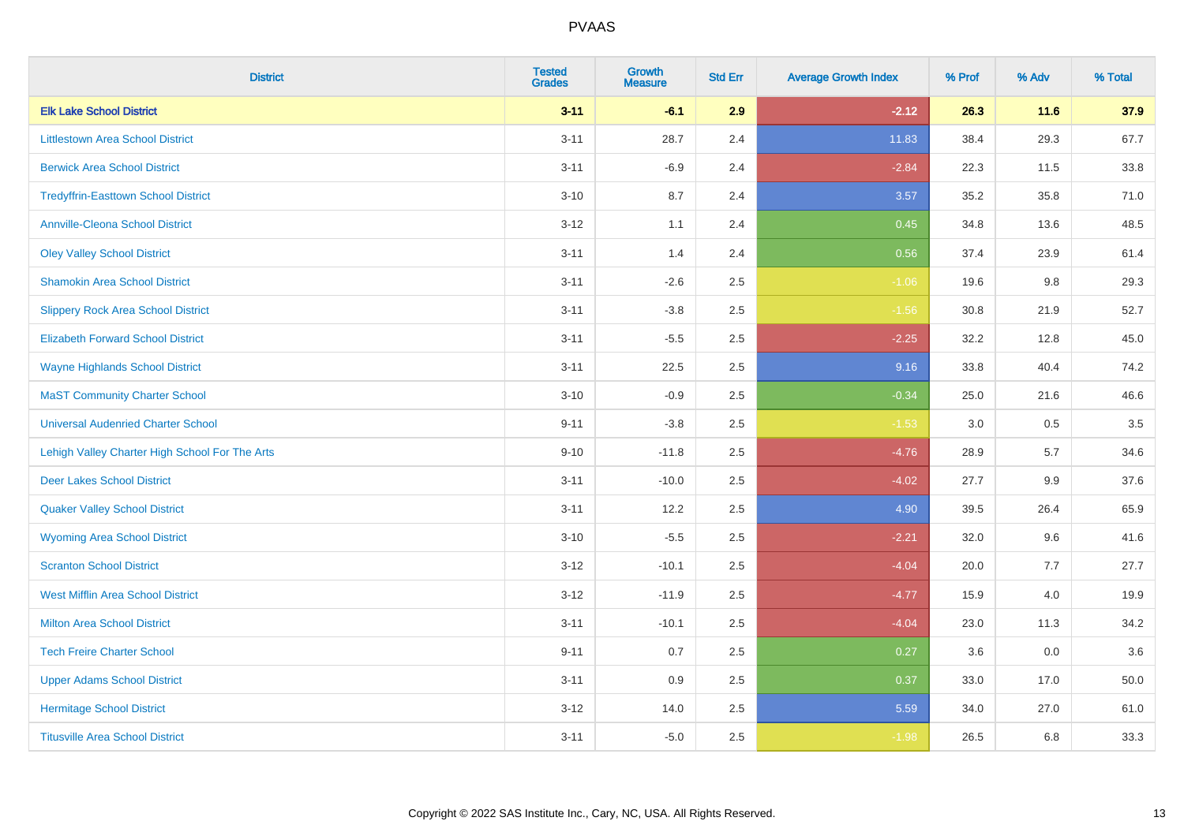| District | Tested Grades | Growth Measure | Std Err | Average Growth Index | % Prof | % Adv | % Total |
|---|---|---|---|---|---|---|---|
| **Elk Lake School District** | **3-11** | **-6.1** | **2.9** | **-2.12** | **26.3** | **11.6** | **37.9** |
| Littlestown Area School District | 3-11 | 28.7 | 2.4 | 11.83 | 38.4 | 29.3 | 67.7 |
| Berwick Area School District | 3-11 | -6.9 | 2.4 | -2.84 | 22.3 | 11.5 | 33.8 |
| Tredyffrin-Easttown School District | 3-10 | 8.7 | 2.4 | 3.57 | 35.2 | 35.8 | 71.0 |
| Annville-Cleona School District | 3-12 | 1.1 | 2.4 | 0.45 | 34.8 | 13.6 | 48.5 |
| Oley Valley School District | 3-11 | 1.4 | 2.4 | 0.56 | 37.4 | 23.9 | 61.4 |
| Shamokin Area School District | 3-11 | -2.6 | 2.5 | -1.06 | 19.6 | 9.8 | 29.3 |
| Slippery Rock Area School District | 3-11 | -3.8 | 2.5 | -1.56 | 30.8 | 21.9 | 52.7 |
| Elizabeth Forward School District | 3-11 | -5.5 | 2.5 | -2.25 | 32.2 | 12.8 | 45.0 |
| Wayne Highlands School District | 3-11 | 22.5 | 2.5 | 9.16 | 33.8 | 40.4 | 74.2 |
| MaST Community Charter School | 3-10 | -0.9 | 2.5 | -0.34 | 25.0 | 21.6 | 46.6 |
| Universal Audenried Charter School | 9-11 | -3.8 | 2.5 | -1.53 | 3.0 | 0.5 | 3.5 |
| Lehigh Valley Charter High School For The Arts | 9-10 | -11.8 | 2.5 | -4.76 | 28.9 | 5.7 | 34.6 |
| Deer Lakes School District | 3-11 | -10.0 | 2.5 | -4.02 | 27.7 | 9.9 | 37.6 |
| Quaker Valley School District | 3-11 | 12.2 | 2.5 | 4.90 | 39.5 | 26.4 | 65.9 |
| Wyoming Area School District | 3-10 | -5.5 | 2.5 | -2.21 | 32.0 | 9.6 | 41.6 |
| Scranton School District | 3-12 | -10.1 | 2.5 | -4.04 | 20.0 | 7.7 | 27.7 |
| West Mifflin Area School District | 3-12 | -11.9 | 2.5 | -4.77 | 15.9 | 4.0 | 19.9 |
| Milton Area School District | 3-11 | -10.1 | 2.5 | -4.04 | 23.0 | 11.3 | 34.2 |
| Tech Freire Charter School | 9-11 | 0.7 | 2.5 | 0.27 | 3.6 | 0.0 | 3.6 |
| Upper Adams School District | 3-11 | 0.9 | 2.5 | 0.37 | 33.0 | 17.0 | 50.0 |
| Hermitage School District | 3-12 | 14.0 | 2.5 | 5.59 | 34.0 | 27.0 | 61.0 |
| Titusville Area School District | 3-11 | -5.0 | 2.5 | -1.98 | 26.5 | 6.8 | 33.3 |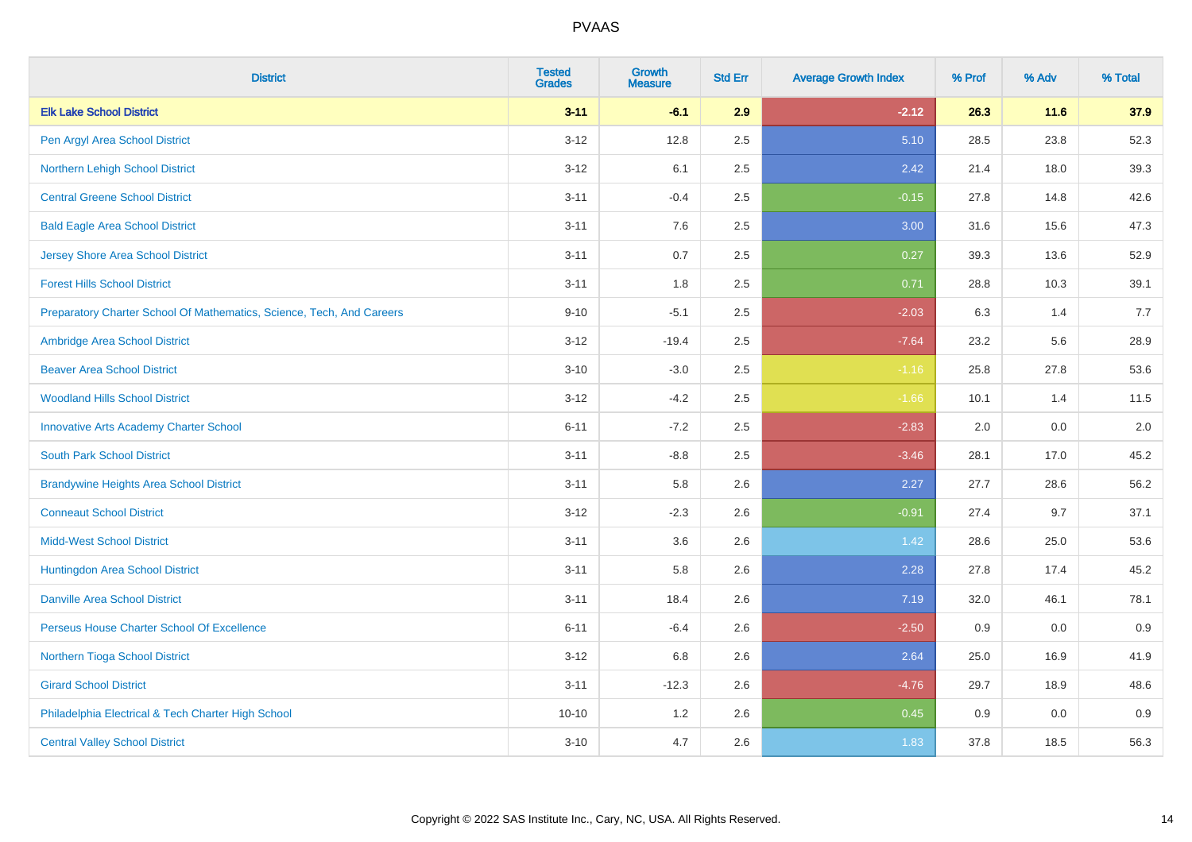| District | Tested Grades | Growth Measure | Std Err | Average Growth Index | % Prof | % Adv | % Total |
|---|---|---|---|---|---|---|---|
| **Elk Lake School District** | **3-11** | **-6.1** | **2.9** | **-2.12** | **26.3** | **11.6** | **37.9** |
| Pen Argyl Area School District | 3-12 | 12.8 | 2.5 | 5.10 | 28.5 | 23.8 | 52.3 |
| Northern Lehigh School District | 3-12 | 6.1 | 2.5 | 2.42 | 21.4 | 18.0 | 39.3 |
| Central Greene School District | 3-11 | -0.4 | 2.5 | -0.15 | 27.8 | 14.8 | 42.6 |
| Bald Eagle Area School District | 3-11 | 7.6 | 2.5 | 3.00 | 31.6 | 15.6 | 47.3 |
| Jersey Shore Area School District | 3-11 | 0.7 | 2.5 | 0.27 | 39.3 | 13.6 | 52.9 |
| Forest Hills School District | 3-11 | 1.8 | 2.5 | 0.71 | 28.8 | 10.3 | 39.1 |
| Preparatory Charter School Of Mathematics, Science, Tech, And Careers | 9-10 | -5.1 | 2.5 | -2.03 | 6.3 | 1.4 | 7.7 |
| Ambridge Area School District | 3-12 | -19.4 | 2.5 | -7.64 | 23.2 | 5.6 | 28.9 |
| Beaver Area School District | 3-10 | -3.0 | 2.5 | -1.16 | 25.8 | 27.8 | 53.6 |
| Woodland Hills School District | 3-12 | -4.2 | 2.5 | -1.66 | 10.1 | 1.4 | 11.5 |
| Innovative Arts Academy Charter School | 6-11 | -7.2 | 2.5 | -2.83 | 2.0 | 0.0 | 2.0 |
| South Park School District | 3-11 | -8.8 | 2.5 | -3.46 | 28.1 | 17.0 | 45.2 |
| Brandywine Heights Area School District | 3-11 | 5.8 | 2.6 | 2.27 | 27.7 | 28.6 | 56.2 |
| Conneaut School District | 3-12 | -2.3 | 2.6 | -0.91 | 27.4 | 9.7 | 37.1 |
| Midd-West School District | 3-11 | 3.6 | 2.6 | 1.42 | 28.6 | 25.0 | 53.6 |
| Huntingdon Area School District | 3-11 | 5.8 | 2.6 | 2.28 | 27.8 | 17.4 | 45.2 |
| Danville Area School District | 3-11 | 18.4 | 2.6 | 7.19 | 32.0 | 46.1 | 78.1 |
| Perseus House Charter School Of Excellence | 6-11 | -6.4 | 2.6 | -2.50 | 0.9 | 0.0 | 0.9 |
| Northern Tioga School District | 3-12 | 6.8 | 2.6 | 2.64 | 25.0 | 16.9 | 41.9 |
| Girard School District | 3-11 | -12.3 | 2.6 | -4.76 | 29.7 | 18.9 | 48.6 |
| Philadelphia Electrical & Tech Charter High School | 10-10 | 1.2 | 2.6 | 0.45 | 0.9 | 0.0 | 0.9 |
| Central Valley School District | 3-10 | 4.7 | 2.6 | 1.83 | 37.8 | 18.5 | 56.3 |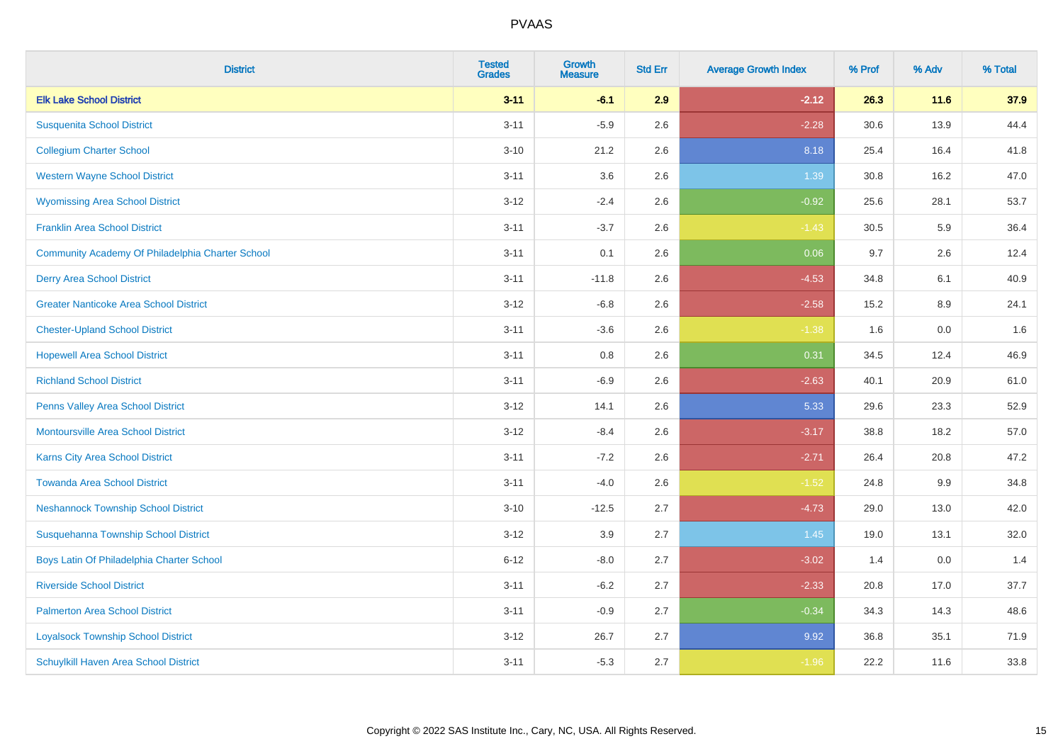| District | Tested Grades | Growth Measure | Std Err | Average Growth Index | % Prof | % Adv | % Total |
|---|---|---|---|---|---|---|---|
| **Elk Lake School District** | **3-11** | **-6.1** | **2.9** | **-2.12** | **26.3** | **11.6** | **37.9** |
| Susquenita School District | 3-11 | -5.9 | 2.6 | -2.28 | 30.6 | 13.9 | 44.4 |
| Collegium Charter School | 3-10 | 21.2 | 2.6 | 8.18 | 25.4 | 16.4 | 41.8 |
| Western Wayne School District | 3-11 | 3.6 | 2.6 | 1.39 | 30.8 | 16.2 | 47.0 |
| Wyomissing Area School District | 3-12 | -2.4 | 2.6 | -0.92 | 25.6 | 28.1 | 53.7 |
| Franklin Area School District | 3-11 | -3.7 | 2.6 | -1.43 | 30.5 | 5.9 | 36.4 |
| Community Academy Of Philadelphia Charter School | 3-11 | 0.1 | 2.6 | 0.06 | 9.7 | 2.6 | 12.4 |
| Derry Area School District | 3-11 | -11.8 | 2.6 | -4.53 | 34.8 | 6.1 | 40.9 |
| Greater Nanticoke Area School District | 3-12 | -6.8 | 2.6 | -2.58 | 15.2 | 8.9 | 24.1 |
| Chester-Upland School District | 3-11 | -3.6 | 2.6 | -1.38 | 1.6 | 0.0 | 1.6 |
| Hopewell Area School District | 3-11 | 0.8 | 2.6 | 0.31 | 34.5 | 12.4 | 46.9 |
| Richland School District | 3-11 | -6.9 | 2.6 | -2.63 | 40.1 | 20.9 | 61.0 |
| Penns Valley Area School District | 3-12 | 14.1 | 2.6 | 5.33 | 29.6 | 23.3 | 52.9 |
| Montoursville Area School District | 3-12 | -8.4 | 2.6 | -3.17 | 38.8 | 18.2 | 57.0 |
| Karns City Area School District | 3-11 | -7.2 | 2.6 | -2.71 | 26.4 | 20.8 | 47.2 |
| Towanda Area School District | 3-11 | -4.0 | 2.6 | -1.52 | 24.8 | 9.9 | 34.8 |
| Neshannock Township School District | 3-10 | -12.5 | 2.7 | -4.73 | 29.0 | 13.0 | 42.0 |
| Susquehanna Township School District | 3-12 | 3.9 | 2.7 | 1.45 | 19.0 | 13.1 | 32.0 |
| Boys Latin Of Philadelphia Charter School | 6-12 | -8.0 | 2.7 | -3.02 | 1.4 | 0.0 | 1.4 |
| Riverside School District | 3-11 | -6.2 | 2.7 | -2.33 | 20.8 | 17.0 | 37.7 |
| Palmerton Area School District | 3-11 | -0.9 | 2.7 | -0.34 | 34.3 | 14.3 | 48.6 |
| Loyalsock Township School District | 3-12 | 26.7 | 2.7 | 9.92 | 36.8 | 35.1 | 71.9 |
| Schuylkill Haven Area School District | 3-11 | -5.3 | 2.7 | -1.96 | 22.2 | 11.6 | 33.8 |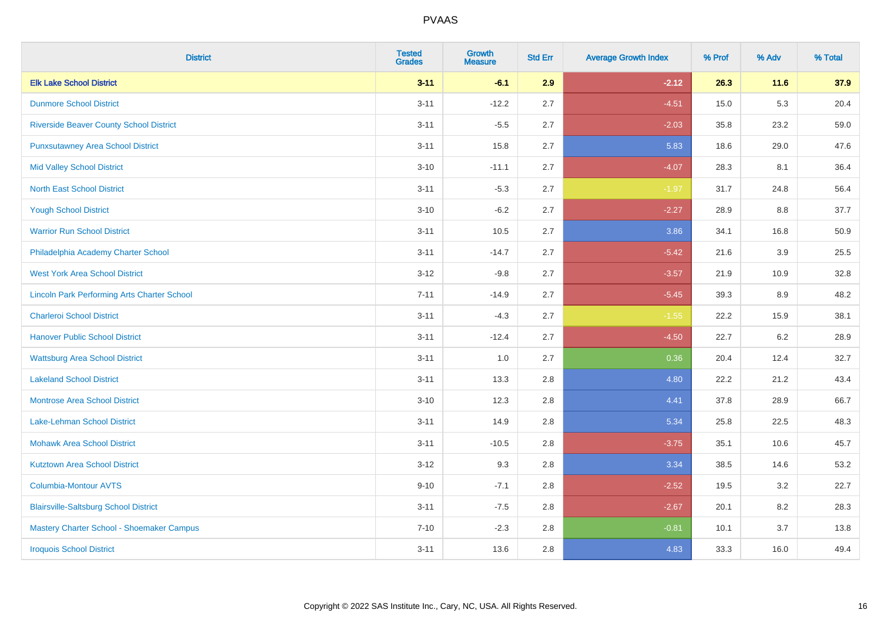| District | Tested Grades | Growth Measure | Std Err | Average Growth Index | % Prof | % Adv | % Total |
|---|---|---|---|---|---|---|---|
| **Elk Lake School District** | **3-11** | **-6.1** | **2.9** | **-2.12** | **26.3** | **11.6** | **37.9** |
| Dunmore School District | 3-11 | -12.2 | 2.7 | -4.51 | 15.0 | 5.3 | 20.4 |
| Riverside Beaver County School District | 3-11 | -5.5 | 2.7 | -2.03 | 35.8 | 23.2 | 59.0 |
| Punxsutawney Area School District | 3-11 | 15.8 | 2.7 | 5.83 | 18.6 | 29.0 | 47.6 |
| Mid Valley School District | 3-10 | -11.1 | 2.7 | -4.07 | 28.3 | 8.1 | 36.4 |
| North East School District | 3-11 | -5.3 | 2.7 | -1.97 | 31.7 | 24.8 | 56.4 |
| Yough School District | 3-10 | -6.2 | 2.7 | -2.27 | 28.9 | 8.8 | 37.7 |
| Warrior Run School District | 3-11 | 10.5 | 2.7 | 3.86 | 34.1 | 16.8 | 50.9 |
| Philadelphia Academy Charter School | 3-11 | -14.7 | 2.7 | -5.42 | 21.6 | 3.9 | 25.5 |
| West York Area School District | 3-12 | -9.8 | 2.7 | -3.57 | 21.9 | 10.9 | 32.8 |
| Lincoln Park Performing Arts Charter School | 7-11 | -14.9 | 2.7 | -5.45 | 39.3 | 8.9 | 48.2 |
| Charleroi School District | 3-11 | -4.3 | 2.7 | -1.55 | 22.2 | 15.9 | 38.1 |
| Hanover Public School District | 3-11 | -12.4 | 2.7 | -4.50 | 22.7 | 6.2 | 28.9 |
| Wattsburg Area School District | 3-11 | 1.0 | 2.7 | 0.36 | 20.4 | 12.4 | 32.7 |
| Lakeland School District | 3-11 | 13.3 | 2.8 | 4.80 | 22.2 | 21.2 | 43.4 |
| Montrose Area School District | 3-10 | 12.3 | 2.8 | 4.41 | 37.8 | 28.9 | 66.7 |
| Lake-Lehman School District | 3-11 | 14.9 | 2.8 | 5.34 | 25.8 | 22.5 | 48.3 |
| Mohawk Area School District | 3-11 | -10.5 | 2.8 | -3.75 | 35.1 | 10.6 | 45.7 |
| Kutztown Area School District | 3-12 | 9.3 | 2.8 | 3.34 | 38.5 | 14.6 | 53.2 |
| Columbia-Montour AVTS | 9-10 | -7.1 | 2.8 | -2.52 | 19.5 | 3.2 | 22.7 |
| Blairsville-Saltsburg School District | 3-11 | -7.5 | 2.8 | -2.67 | 20.1 | 8.2 | 28.3 |
| Mastery Charter School - Shoemaker Campus | 7-10 | -2.3 | 2.8 | -0.81 | 10.1 | 3.7 | 13.8 |
| Iroquois School District | 3-11 | 13.6 | 2.8 | 4.83 | 33.3 | 16.0 | 49.4 |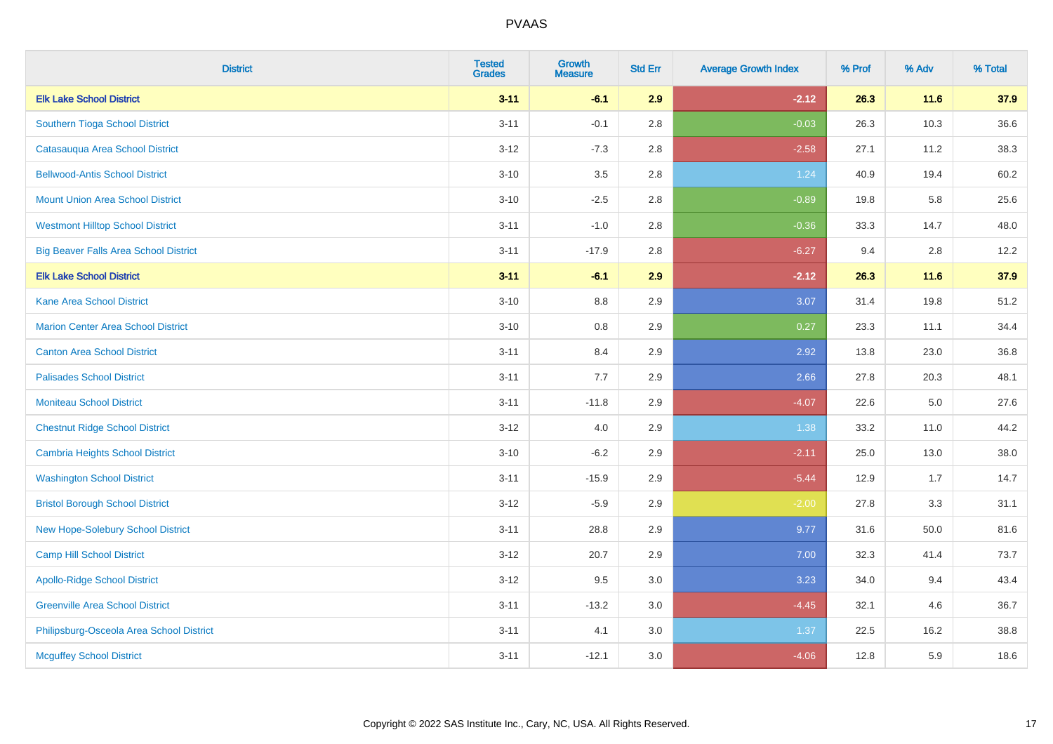# PVAAS

| District | Tested Grades | Growth Measure | Std Err | Average Growth Index | % Prof | % Adv | % Total |
|---|---|---|---|---|---|---|---|
| **Elk Lake School District** | **3-11** | **-6.1** | **2.9** | **-2.12** | **26.3** | **11.6** | **37.9** |
| Southern Tioga School District | 3-11 | -0.1 | 2.8 | -0.03 | 26.3 | 10.3 | 36.6 |
| Catasauqua Area School District | 3-12 | -7.3 | 2.8 | -2.58 | 27.1 | 11.2 | 38.3 |
| Bellwood-Antis School District | 3-10 | 3.5 | 2.8 | 1.24 | 40.9 | 19.4 | 60.2 |
| Mount Union Area School District | 3-10 | -2.5 | 2.8 | -0.89 | 19.8 | 5.8 | 25.6 |
| Westmont Hilltop School District | 3-11 | -1.0 | 2.8 | -0.36 | 33.3 | 14.7 | 48.0 |
| Big Beaver Falls Area School District | 3-11 | -17.9 | 2.8 | -6.27 | 9.4 | 2.8 | 12.2 |
| **Elk Lake School District** | **3-11** | **-6.1** | **2.9** | **-2.12** | **26.3** | **11.6** | **37.9** |
| Kane Area School District | 3-10 | 8.8 | 2.9 | 3.07 | 31.4 | 19.8 | 51.2 |
| Marion Center Area School District | 3-10 | 0.8 | 2.9 | 0.27 | 23.3 | 11.1 | 34.4 |
| Canton Area School District | 3-11 | 8.4 | 2.9 | 2.92 | 13.8 | 23.0 | 36.8 |
| Palisades School District | 3-11 | 7.7 | 2.9 | 2.66 | 27.8 | 20.3 | 48.1 |
| Moniteau School District | 3-11 | -11.8 | 2.9 | -4.07 | 22.6 | 5.0 | 27.6 |
| Chestnut Ridge School District | 3-12 | 4.0 | 2.9 | 1.38 | 33.2 | 11.0 | 44.2 |
| Cambria Heights School District | 3-10 | -6.2 | 2.9 | -2.11 | 25.0 | 13.0 | 38.0 |
| Washington School District | 3-11 | -15.9 | 2.9 | -5.44 | 12.9 | 1.7 | 14.7 |
| Bristol Borough School District | 3-12 | -5.9 | 2.9 | -2.00 | 27.8 | 3.3 | 31.1 |
| New Hope-Solebury School District | 3-11 | 28.8 | 2.9 | 9.77 | 31.6 | 50.0 | 81.6 |
| Camp Hill School District | 3-12 | 20.7 | 2.9 | 7.00 | 32.3 | 41.4 | 73.7 |
| Apollo-Ridge School District | 3-12 | 9.5 | 3.0 | 3.23 | 34.0 | 9.4 | 43.4 |
| Greenville Area School District | 3-11 | -13.2 | 3.0 | -4.45 | 32.1 | 4.6 | 36.7 |
| Philipsburg-Osceola Area School District | 3-11 | 4.1 | 3.0 | 1.37 | 22.5 | 16.2 | 38.8 |
| Mcguffey School District | 3-11 | -12.1 | 3.0 | -4.06 | 12.8 | 5.9 | 18.6 |

Copyright © 2022 SAS Institute Inc., Cary, NC, USA. All Rights Reserved.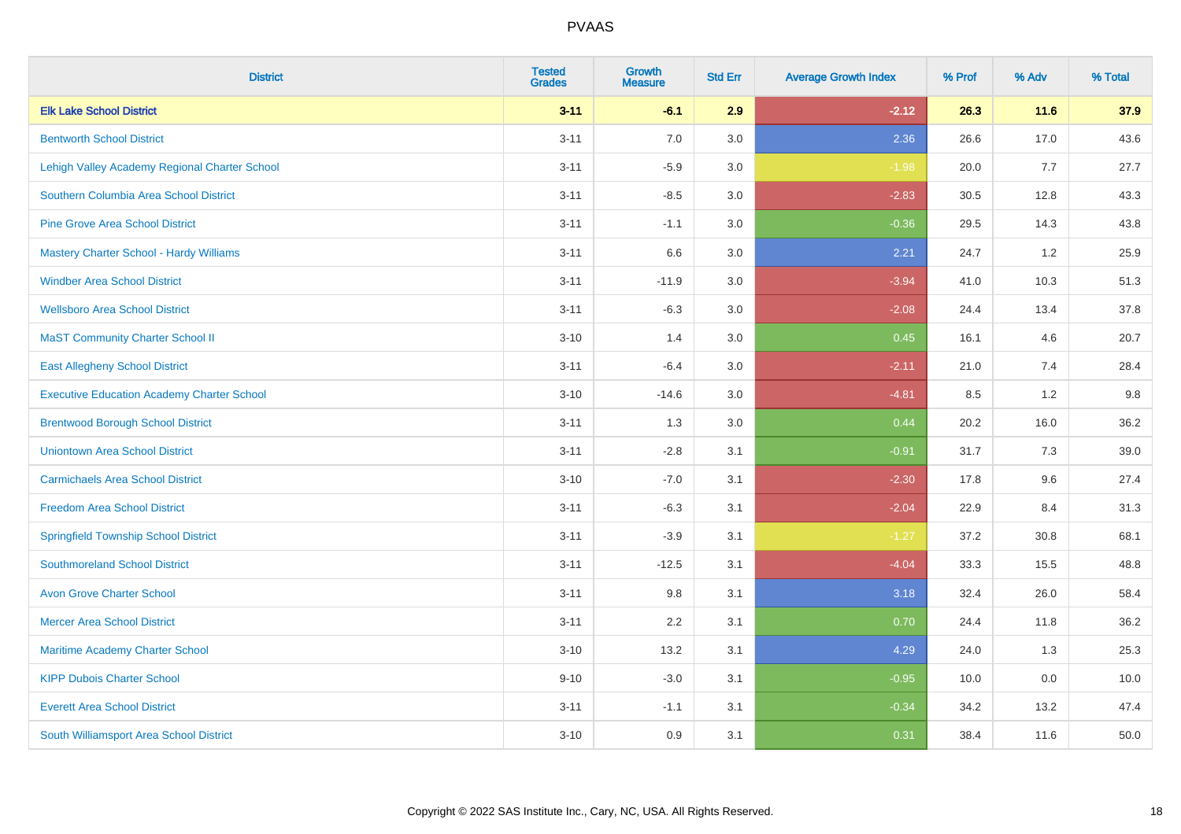# PVAAS

| District | Tested Grades | Growth Measure | Std Err | Average Growth Index | % Prof | % Adv | % Total |
|---|---|---|---|---|---|---|---|
| **Elk Lake School District** | **3-11** | **-6.1** | **2.9** | **-2.12** | **26.3** | **11.6** | **37.9** |
| Bentworth School District | 3-11 | 7.0 | 3.0 | 2.36 | 26.6 | 17.0 | 43.6 |
| Lehigh Valley Academy Regional Charter School | 3-11 | -5.9 | 3.0 | -1.98 | 20.0 | 7.7 | 27.7 |
| Southern Columbia Area School District | 3-11 | -8.5 | 3.0 | -2.83 | 30.5 | 12.8 | 43.3 |
| Pine Grove Area School District | 3-11 | -1.1 | 3.0 | -0.36 | 29.5 | 14.3 | 43.8 |
| Mastery Charter School - Hardy Williams | 3-11 | 6.6 | 3.0 | 2.21 | 24.7 | 1.2 | 25.9 |
| Windber Area School District | 3-11 | -11.9 | 3.0 | -3.94 | 41.0 | 10.3 | 51.3 |
| Wellsboro Area School District | 3-11 | -6.3 | 3.0 | -2.08 | 24.4 | 13.4 | 37.8 |
| MaST Community Charter School II | 3-10 | 1.4 | 3.0 | 0.45 | 16.1 | 4.6 | 20.7 |
| East Allegheny School District | 3-11 | -6.4 | 3.0 | -2.11 | 21.0 | 7.4 | 28.4 |
| Executive Education Academy Charter School | 3-10 | -14.6 | 3.0 | -4.81 | 8.5 | 1.2 | 9.8 |
| Brentwood Borough School District | 3-11 | 1.3 | 3.0 | 0.44 | 20.2 | 16.0 | 36.2 |
| Uniontown Area School District | 3-11 | -2.8 | 3.1 | -0.91 | 31.7 | 7.3 | 39.0 |
| Carmichaels Area School District | 3-10 | -7.0 | 3.1 | -2.30 | 17.8 | 9.6 | 27.4 |
| Freedom Area School District | 3-11 | -6.3 | 3.1 | -2.04 | 22.9 | 8.4 | 31.3 |
| Springfield Township School District | 3-11 | -3.9 | 3.1 | -1.27 | 37.2 | 30.8 | 68.1 |
| Southmoreland School District | 3-11 | -12.5 | 3.1 | -4.04 | 33.3 | 15.5 | 48.8 |
| Avon Grove Charter School | 3-11 | 9.8 | 3.1 | 3.18 | 32.4 | 26.0 | 58.4 |
| Mercer Area School District | 3-11 | 2.2 | 3.1 | 0.70 | 24.4 | 11.8 | 36.2 |
| Maritime Academy Charter School | 3-10 | 13.2 | 3.1 | 4.29 | 24.0 | 1.3 | 25.3 |
| KIPP Dubois Charter School | 9-10 | -3.0 | 3.1 | -0.95 | 10.0 | 0.0 | 10.0 |
| Everett Area School District | 3-11 | -1.1 | 3.1 | -0.34 | 34.2 | 13.2 | 47.4 |
| South Williamsport Area School District | 3-10 | 0.9 | 3.1 | 0.31 | 38.4 | 11.6 | 50.0 |

Copyright © 2022 SAS Institute Inc., Cary, NC, USA. All Rights Reserved.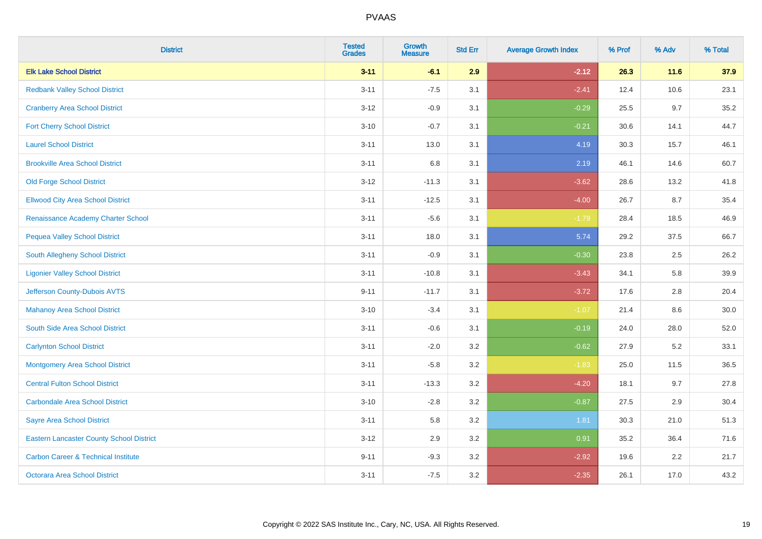| District | Tested Grades | Growth Measure | Std Err | Average Growth Index | % Prof | % Adv | % Total |
|---|---|---|---|---|---|---|---|
| **Elk Lake School District** | **3-11** | **-6.1** | **2.9** | **-2.12** | **26.3** | **11.6** | **37.9** |
| Redbank Valley School District | 3-11 | -7.5 | 3.1 | -2.41 | 12.4 | 10.6 | 23.1 |
| Cranberry Area School District | 3-12 | -0.9 | 3.1 | -0.29 | 25.5 | 9.7 | 35.2 |
| Fort Cherry School District | 3-10 | -0.7 | 3.1 | -0.21 | 30.6 | 14.1 | 44.7 |
| Laurel School District | 3-11 | 13.0 | 3.1 | 4.19 | 30.3 | 15.7 | 46.1 |
| Brookville Area School District | 3-11 | 6.8 | 3.1 | 2.19 | 46.1 | 14.6 | 60.7 |
| Old Forge School District | 3-12 | -11.3 | 3.1 | -3.62 | 28.6 | 13.2 | 41.8 |
| Ellwood City Area School District | 3-11 | -12.5 | 3.1 | -4.00 | 26.7 | 8.7 | 35.4 |
| Renaissance Academy Charter School | 3-11 | -5.6 | 3.1 | -1.79 | 28.4 | 18.5 | 46.9 |
| Pequea Valley School District | 3-11 | 18.0 | 3.1 | 5.74 | 29.2 | 37.5 | 66.7 |
| South Allegheny School District | 3-11 | -0.9 | 3.1 | -0.30 | 23.8 | 2.5 | 26.2 |
| Ligonier Valley School District | 3-11 | -10.8 | 3.1 | -3.43 | 34.1 | 5.8 | 39.9 |
| Jefferson County-Dubois AVTS | 9-11 | -11.7 | 3.1 | -3.72 | 17.6 | 2.8 | 20.4 |
| Mahanoy Area School District | 3-10 | -3.4 | 3.1 | -1.07 | 21.4 | 8.6 | 30.0 |
| South Side Area School District | 3-11 | -0.6 | 3.1 | -0.19 | 24.0 | 28.0 | 52.0 |
| Carlynton School District | 3-11 | -2.0 | 3.2 | -0.62 | 27.9 | 5.2 | 33.1 |
| Montgomery Area School District | 3-11 | -5.8 | 3.2 | -1.83 | 25.0 | 11.5 | 36.5 |
| Central Fulton School District | 3-11 | -13.3 | 3.2 | -4.20 | 18.1 | 9.7 | 27.8 |
| Carbondale Area School District | 3-10 | -2.8 | 3.2 | -0.87 | 27.5 | 2.9 | 30.4 |
| Sayre Area School District | 3-11 | 5.8 | 3.2 | 1.81 | 30.3 | 21.0 | 51.3 |
| Eastern Lancaster County School District | 3-12 | 2.9 | 3.2 | 0.91 | 35.2 | 36.4 | 71.6 |
| Carbon Career & Technical Institute | 9-11 | -9.3 | 3.2 | -2.92 | 19.6 | 2.2 | 21.7 |
| Octorara Area School District | 3-11 | -7.5 | 3.2 | -2.35 | 26.1 | 17.0 | 43.2 |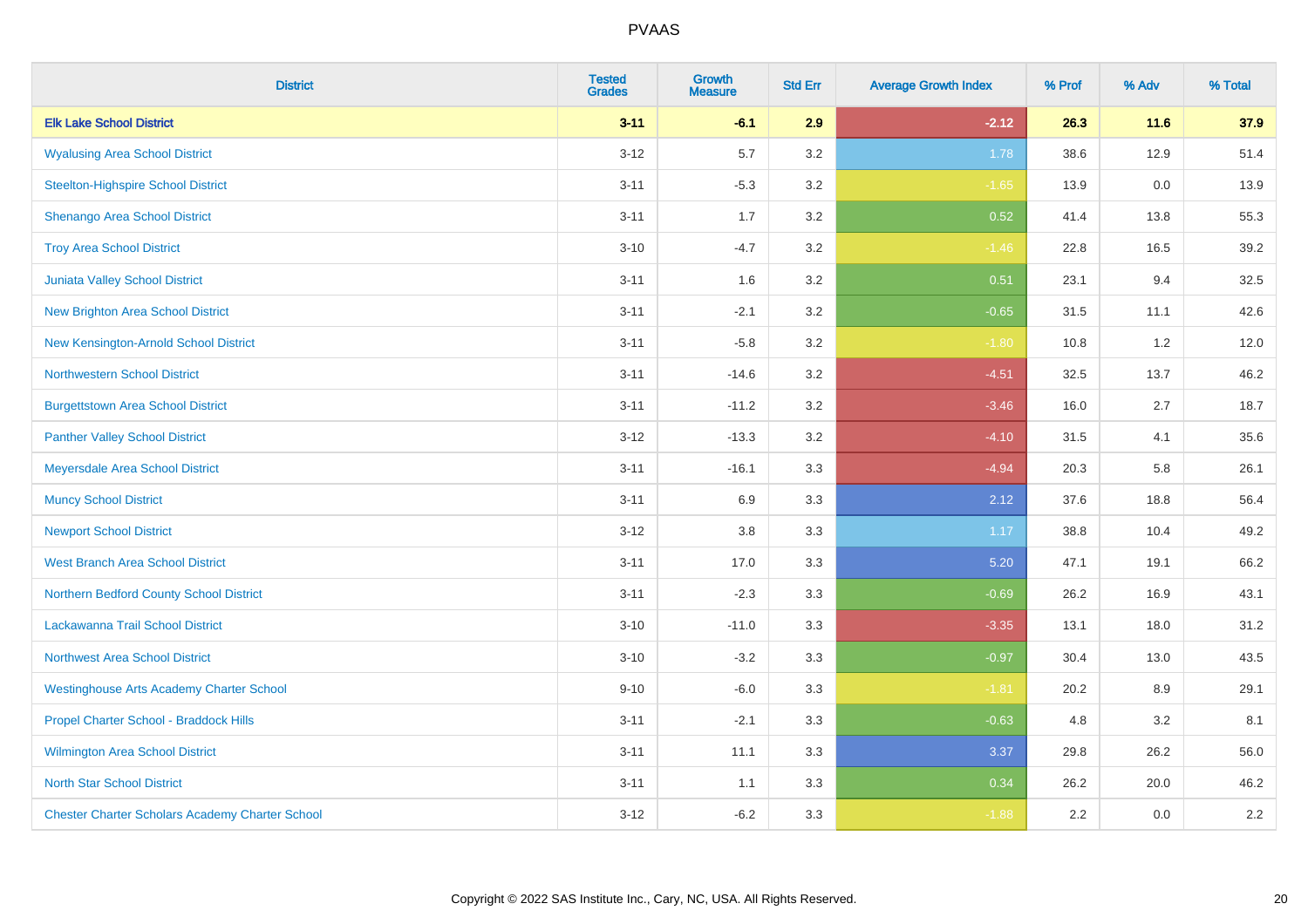| District | Tested Grades | Growth Measure | Std Err | Average Growth Index | % Prof | % Adv | % Total |
|---|---|---|---|---|---|---|---|
| **Elk Lake School District** | **3-11** | **-6.1** | **2.9** | **-2.12** | **26.3** | **11.6** | **37.9** |
| Wyalusing Area School District | 3-12 | 5.7 | 3.2 | 1.78 | 38.6 | 12.9 | 51.4 |
| Steelton-Highspire School District | 3-11 | -5.3 | 3.2 | -1.65 | 13.9 | 0.0 | 13.9 |
| Shenango Area School District | 3-11 | 1.7 | 3.2 | 0.52 | 41.4 | 13.8 | 55.3 |
| Troy Area School District | 3-10 | -4.7 | 3.2 | -1.46 | 22.8 | 16.5 | 39.2 |
| Juniata Valley School District | 3-11 | 1.6 | 3.2 | 0.51 | 23.1 | 9.4 | 32.5 |
| New Brighton Area School District | 3-11 | -2.1 | 3.2 | -0.65 | 31.5 | 11.1 | 42.6 |
| New Kensington-Arnold School District | 3-11 | -5.8 | 3.2 | -1.80 | 10.8 | 1.2 | 12.0 |
| Northwestern School District | 3-11 | -14.6 | 3.2 | -4.51 | 32.5 | 13.7 | 46.2 |
| Burgettstown Area School District | 3-11 | -11.2 | 3.2 | -3.46 | 16.0 | 2.7 | 18.7 |
| Panther Valley School District | 3-12 | -13.3 | 3.2 | -4.10 | 31.5 | 4.1 | 35.6 |
| Meyersdale Area School District | 3-11 | -16.1 | 3.3 | -4.94 | 20.3 | 5.8 | 26.1 |
| Muncy School District | 3-11 | 6.9 | 3.3 | 2.12 | 37.6 | 18.8 | 56.4 |
| Newport School District | 3-12 | 3.8 | 3.3 | 1.17 | 38.8 | 10.4 | 49.2 |
| West Branch Area School District | 3-11 | 17.0 | 3.3 | 5.20 | 47.1 | 19.1 | 66.2 |
| Northern Bedford County School District | 3-11 | -2.3 | 3.3 | -0.69 | 26.2 | 16.9 | 43.1 |
| Lackawanna Trail School District | 3-10 | -11.0 | 3.3 | -3.35 | 13.1 | 18.0 | 31.2 |
| Northwest Area School District | 3-10 | -3.2 | 3.3 | -0.97 | 30.4 | 13.0 | 43.5 |
| Westinghouse Arts Academy Charter School | 9-10 | -6.0 | 3.3 | -1.81 | 20.2 | 8.9 | 29.1 |
| Propel Charter School - Braddock Hills | 3-11 | -2.1 | 3.3 | -0.63 | 4.8 | 3.2 | 8.1 |
| Wilmington Area School District | 3-11 | 11.1 | 3.3 | 3.37 | 29.8 | 26.2 | 56.0 |
| North Star School District | 3-11 | 1.1 | 3.3 | 0.34 | 26.2 | 20.0 | 46.2 |
| Chester Charter Scholars Academy Charter School | 3-12 | -6.2 | 3.3 | -1.88 | 2.2 | 0.0 | 2.2 |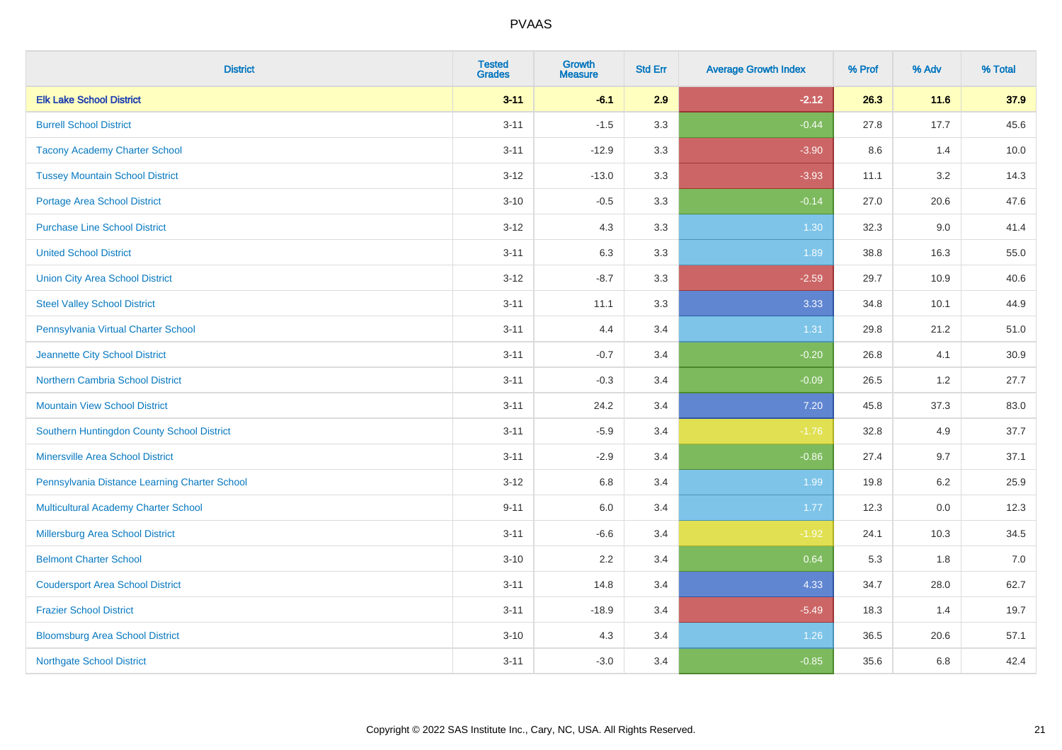# PVAAS

| District | Tested Grades | Growth Measure | Std Err | Average Growth Index | % Prof | % Adv | % Total |
|---|---|---|---|---|---|---|---|
| **Elk Lake School District** | **3-11** | **-6.1** | **2.9** | **-2.12** | **26.3** | **11.6** | **37.9** |
| Burrell School District | 3-11 | -1.5 | 3.3 | -0.44 | 27.8 | 17.7 | 45.6 |
| Tacony Academy Charter School | 3-11 | -12.9 | 3.3 | -3.90 | 8.6 | 1.4 | 10.0 |
| Tussey Mountain School District | 3-12 | -13.0 | 3.3 | -3.93 | 11.1 | 3.2 | 14.3 |
| Portage Area School District | 3-10 | -0.5 | 3.3 | -0.14 | 27.0 | 20.6 | 47.6 |
| Purchase Line School District | 3-12 | 4.3 | 3.3 | 1.30 | 32.3 | 9.0 | 41.4 |
| United School District | 3-11 | 6.3 | 3.3 | 1.89 | 38.8 | 16.3 | 55.0 |
| Union City Area School District | 3-12 | -8.7 | 3.3 | -2.59 | 29.7 | 10.9 | 40.6 |
| Steel Valley School District | 3-11 | 11.1 | 3.3 | 3.33 | 34.8 | 10.1 | 44.9 |
| Pennsylvania Virtual Charter School | 3-11 | 4.4 | 3.4 | 1.31 | 29.8 | 21.2 | 51.0 |
| Jeannette City School District | 3-11 | -0.7 | 3.4 | -0.20 | 26.8 | 4.1 | 30.9 |
| Northern Cambria School District | 3-11 | -0.3 | 3.4 | -0.09 | 26.5 | 1.2 | 27.7 |
| Mountain View School District | 3-11 | 24.2 | 3.4 | 7.20 | 45.8 | 37.3 | 83.0 |
| Southern Huntingdon County School District | 3-11 | -5.9 | 3.4 | -1.76 | 32.8 | 4.9 | 37.7 |
| Minersville Area School District | 3-11 | -2.9 | 3.4 | -0.86 | 27.4 | 9.7 | 37.1 |
| Pennsylvania Distance Learning Charter School | 3-12 | 6.8 | 3.4 | 1.99 | 19.8 | 6.2 | 25.9 |
| Multicultural Academy Charter School | 9-11 | 6.0 | 3.4 | 1.77 | 12.3 | 0.0 | 12.3 |
| Millersburg Area School District | 3-11 | -6.6 | 3.4 | -1.92 | 24.1 | 10.3 | 34.5 |
| Belmont Charter School | 3-10 | 2.2 | 3.4 | 0.64 | 5.3 | 1.8 | 7.0 |
| Coudersport Area School District | 3-11 | 14.8 | 3.4 | 4.33 | 34.7 | 28.0 | 62.7 |
| Frazier School District | 3-11 | -18.9 | 3.4 | -5.49 | 18.3 | 1.4 | 19.7 |
| Bloomsburg Area School District | 3-10 | 4.3 | 3.4 | 1.26 | 36.5 | 20.6 | 57.1 |
| Northgate School District | 3-11 | -3.0 | 3.4 | -0.85 | 35.6 | 6.8 | 42.4 |

Copyright © 2022 SAS Institute Inc., Cary, NC, USA. All Rights Reserved.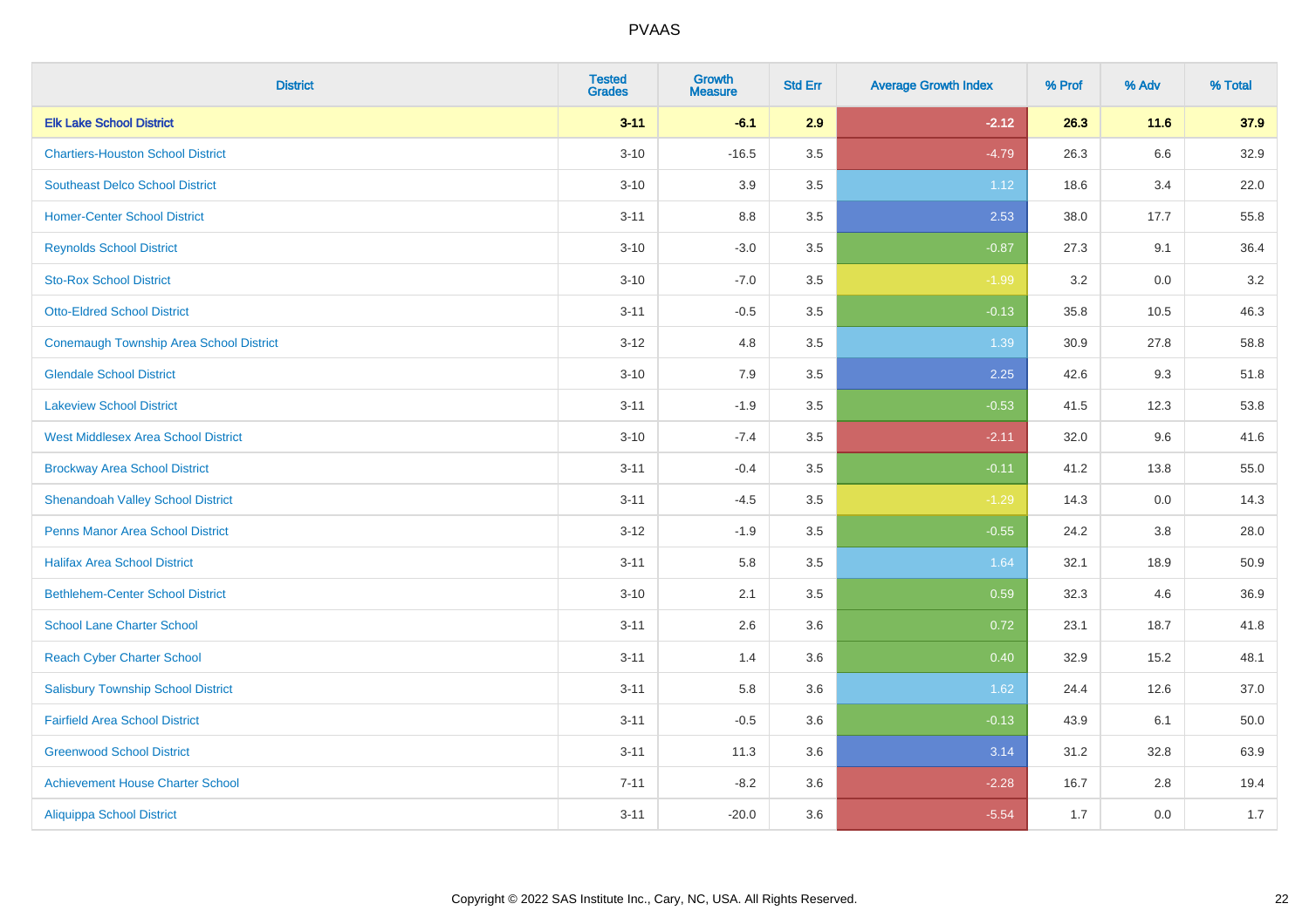| District | Tested Grades | Growth Measure | Std Err | Average Growth Index | % Prof | % Adv | % Total |
|---|---|---|---|---|---|---|---|
| **Elk Lake School District** | **3-11** | **-6.1** | **2.9** | **-2.12** | **26.3** | **11.6** | **37.9** |
| Chartiers-Houston School District | 3-10 | -16.5 | 3.5 | -4.79 | 26.3 | 6.6 | 32.9 |
| Southeast Delco School District | 3-10 | 3.9 | 3.5 | 1.12 | 18.6 | 3.4 | 22.0 |
| Homer-Center School District | 3-11 | 8.8 | 3.5 | 2.53 | 38.0 | 17.7 | 55.8 |
| Reynolds School District | 3-10 | -3.0 | 3.5 | -0.87 | 27.3 | 9.1 | 36.4 |
| Sto-Rox School District | 3-10 | -7.0 | 3.5 | -1.99 | 3.2 | 0.0 | 3.2 |
| Otto-Eldred School District | 3-11 | -0.5 | 3.5 | -0.13 | 35.8 | 10.5 | 46.3 |
| Conemaugh Township Area School District | 3-12 | 4.8 | 3.5 | 1.39 | 30.9 | 27.8 | 58.8 |
| Glendale School District | 3-10 | 7.9 | 3.5 | 2.25 | 42.6 | 9.3 | 51.8 |
| Lakeview School District | 3-11 | -1.9 | 3.5 | -0.53 | 41.5 | 12.3 | 53.8 |
| West Middlesex Area School District | 3-10 | -7.4 | 3.5 | -2.11 | 32.0 | 9.6 | 41.6 |
| Brockway Area School District | 3-11 | -0.4 | 3.5 | -0.11 | 41.2 | 13.8 | 55.0 |
| Shenandoah Valley School District | 3-11 | -4.5 | 3.5 | -1.29 | 14.3 | 0.0 | 14.3 |
| Penns Manor Area School District | 3-12 | -1.9 | 3.5 | -0.55 | 24.2 | 3.8 | 28.0 |
| Halifax Area School District | 3-11 | 5.8 | 3.5 | 1.64 | 32.1 | 18.9 | 50.9 |
| Bethlehem-Center School District | 3-10 | 2.1 | 3.5 | 0.59 | 32.3 | 4.6 | 36.9 |
| School Lane Charter School | 3-11 | 2.6 | 3.6 | 0.72 | 23.1 | 18.7 | 41.8 |
| Reach Cyber Charter School | 3-11 | 1.4 | 3.6 | 0.40 | 32.9 | 15.2 | 48.1 |
| Salisbury Township School District | 3-11 | 5.8 | 3.6 | 1.62 | 24.4 | 12.6 | 37.0 |
| Fairfield Area School District | 3-11 | -0.5 | 3.6 | -0.13 | 43.9 | 6.1 | 50.0 |
| Greenwood School District | 3-11 | 11.3 | 3.6 | 3.14 | 31.2 | 32.8 | 63.9 |
| Achievement House Charter School | 7-11 | -8.2 | 3.6 | -2.28 | 16.7 | 2.8 | 19.4 |
| Aliquippa School District | 3-11 | -20.0 | 3.6 | -5.54 | 1.7 | 0.0 | 1.7 |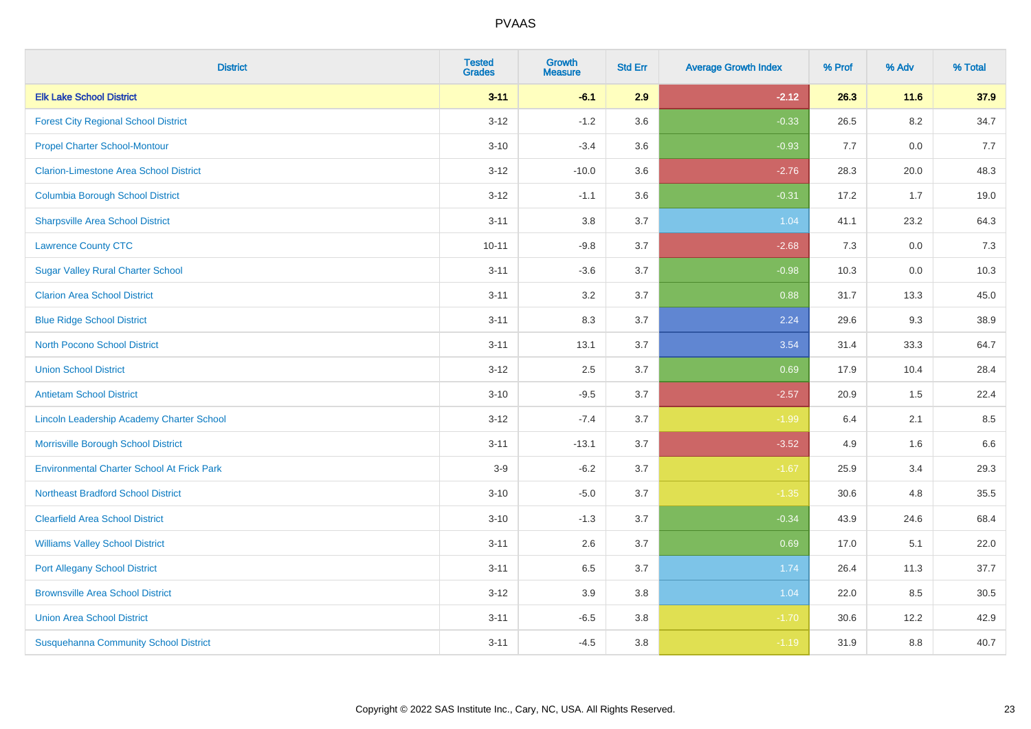| District | Tested Grades | Growth Measure | Std Err | Average Growth Index | % Prof | % Adv | % Total |
|---|---|---|---|---|---|---|---|
| **Elk Lake School District** | **3-11** | **-6.1** | **2.9** | **-2.12** | **26.3** | **11.6** | **37.9** |
| Forest City Regional School District | 3-12 | -1.2 | 3.6 | -0.33 | 26.5 | 8.2 | 34.7 |
| Propel Charter School-Montour | 3-10 | -3.4 | 3.6 | -0.93 | 7.7 | 0.0 | 7.7 |
| Clarion-Limestone Area School District | 3-12 | -10.0 | 3.6 | -2.76 | 28.3 | 20.0 | 48.3 |
| Columbia Borough School District | 3-12 | -1.1 | 3.6 | -0.31 | 17.2 | 1.7 | 19.0 |
| Sharpsville Area School District | 3-11 | 3.8 | 3.7 | 1.04 | 41.1 | 23.2 | 64.3 |
| Lawrence County CTC | 10-11 | -9.8 | 3.7 | -2.68 | 7.3 | 0.0 | 7.3 |
| Sugar Valley Rural Charter School | 3-11 | -3.6 | 3.7 | -0.98 | 10.3 | 0.0 | 10.3 |
| Clarion Area School District | 3-11 | 3.2 | 3.7 | 0.88 | 31.7 | 13.3 | 45.0 |
| Blue Ridge School District | 3-11 | 8.3 | 3.7 | 2.24 | 29.6 | 9.3 | 38.9 |
| North Pocono School District | 3-11 | 13.1 | 3.7 | 3.54 | 31.4 | 33.3 | 64.7 |
| Union School District | 3-12 | 2.5 | 3.7 | 0.69 | 17.9 | 10.4 | 28.4 |
| Antietam School District | 3-10 | -9.5 | 3.7 | -2.57 | 20.9 | 1.5 | 22.4 |
| Lincoln Leadership Academy Charter School | 3-12 | -7.4 | 3.7 | -1.99 | 6.4 | 2.1 | 8.5 |
| Morrisville Borough School District | 3-11 | -13.1 | 3.7 | -3.52 | 4.9 | 1.6 | 6.6 |
| Environmental Charter School At Frick Park | 3-9 | -6.2 | 3.7 | -1.67 | 25.9 | 3.4 | 29.3 |
| Northeast Bradford School District | 3-10 | -5.0 | 3.7 | -1.35 | 30.6 | 4.8 | 35.5 |
| Clearfield Area School District | 3-10 | -1.3 | 3.7 | -0.34 | 43.9 | 24.6 | 68.4 |
| Williams Valley School District | 3-11 | 2.6 | 3.7 | 0.69 | 17.0 | 5.1 | 22.0 |
| Port Allegany School District | 3-11 | 6.5 | 3.7 | 1.74 | 26.4 | 11.3 | 37.7 |
| Brownsville Area School District | 3-12 | 3.9 | 3.8 | 1.04 | 22.0 | 8.5 | 30.5 |
| Union Area School District | 3-11 | -6.5 | 3.8 | -1.70 | 30.6 | 12.2 | 42.9 |
| Susquehanna Community School District | 3-11 | -4.5 | 3.8 | -1.19 | 31.9 | 8.8 | 40.7 |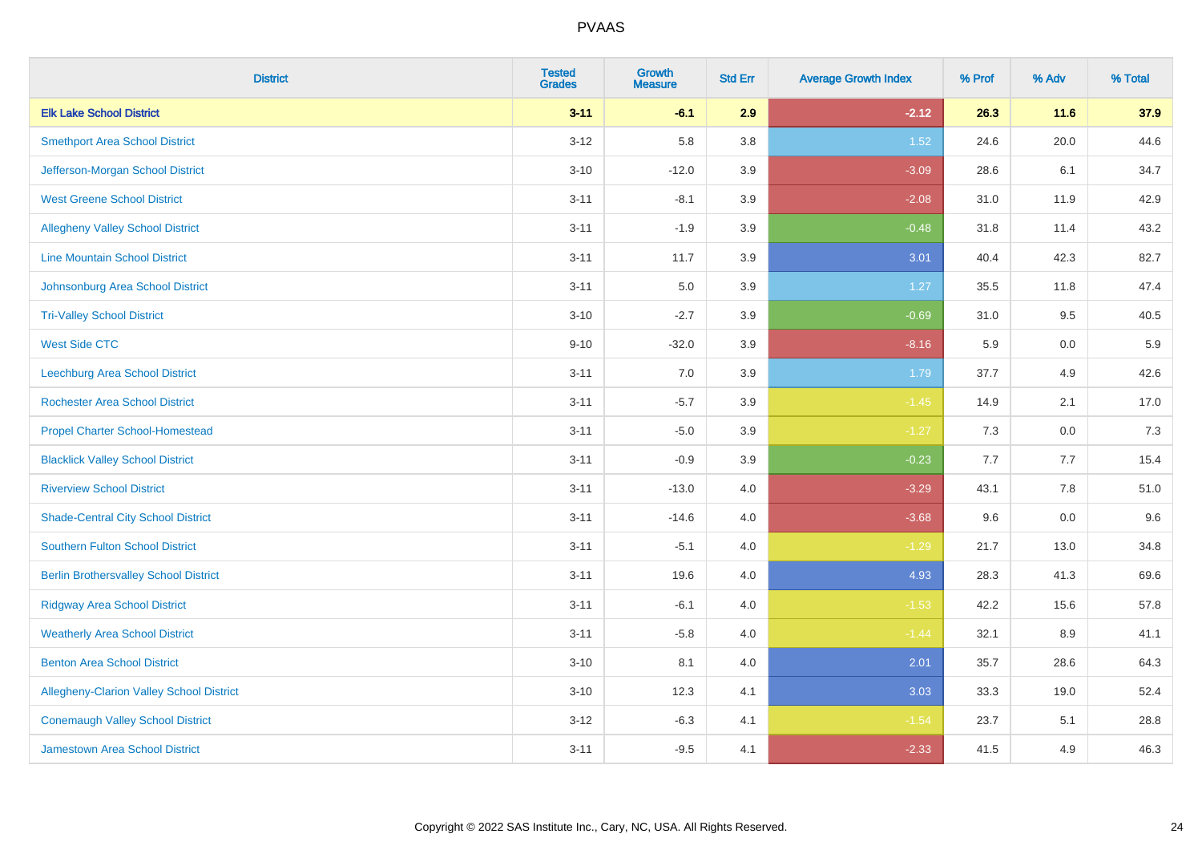| District | Tested Grades | Growth Measure | Std Err | Average Growth Index | % Prof | % Adv | % Total |
|---|---|---|---|---|---|---|---|
| **Elk Lake School District** | **3-11** | **-6.1** | **2.9** | **-2.12** | **26.3** | **11.6** | **37.9** |
| Smethport Area School District | 3-12 | 5.8 | 3.8 | 1.52 | 24.6 | 20.0 | 44.6 |
| Jefferson-Morgan School District | 3-10 | -12.0 | 3.9 | -3.09 | 28.6 | 6.1 | 34.7 |
| West Greene School District | 3-11 | -8.1 | 3.9 | -2.08 | 31.0 | 11.9 | 42.9 |
| Allegheny Valley School District | 3-11 | -1.9 | 3.9 | -0.48 | 31.8 | 11.4 | 43.2 |
| Line Mountain School District | 3-11 | 11.7 | 3.9 | 3.01 | 40.4 | 42.3 | 82.7 |
| Johnsonburg Area School District | 3-11 | 5.0 | 3.9 | 1.27 | 35.5 | 11.8 | 47.4 |
| Tri-Valley School District | 3-10 | -2.7 | 3.9 | -0.69 | 31.0 | 9.5 | 40.5 |
| West Side CTC | 9-10 | -32.0 | 3.9 | -8.16 | 5.9 | 0.0 | 5.9 |
| Leechburg Area School District | 3-11 | 7.0 | 3.9 | 1.79 | 37.7 | 4.9 | 42.6 |
| Rochester Area School District | 3-11 | -5.7 | 3.9 | -1.45 | 14.9 | 2.1 | 17.0 |
| Propel Charter School-Homestead | 3-11 | -5.0 | 3.9 | -1.27 | 7.3 | 0.0 | 7.3 |
| Blacklick Valley School District | 3-11 | -0.9 | 3.9 | -0.23 | 7.7 | 7.7 | 15.4 |
| Riverview School District | 3-11 | -13.0 | 4.0 | -3.29 | 43.1 | 7.8 | 51.0 |
| Shade-Central City School District | 3-11 | -14.6 | 4.0 | -3.68 | 9.6 | 0.0 | 9.6 |
| Southern Fulton School District | 3-11 | -5.1 | 4.0 | -1.29 | 21.7 | 13.0 | 34.8 |
| Berlin Brothersvalley School District | 3-11 | 19.6 | 4.0 | 4.93 | 28.3 | 41.3 | 69.6 |
| Ridgway Area School District | 3-11 | -6.1 | 4.0 | -1.53 | 42.2 | 15.6 | 57.8 |
| Weatherly Area School District | 3-11 | -5.8 | 4.0 | -1.44 | 32.1 | 8.9 | 41.1 |
| Benton Area School District | 3-10 | 8.1 | 4.0 | 2.01 | 35.7 | 28.6 | 64.3 |
| Allegheny-Clarion Valley School District | 3-10 | 12.3 | 4.1 | 3.03 | 33.3 | 19.0 | 52.4 |
| Conemaugh Valley School District | 3-12 | -6.3 | 4.1 | -1.54 | 23.7 | 5.1 | 28.8 |
| Jamestown Area School District | 3-11 | -9.5 | 4.1 | -2.33 | 41.5 | 4.9 | 46.3 |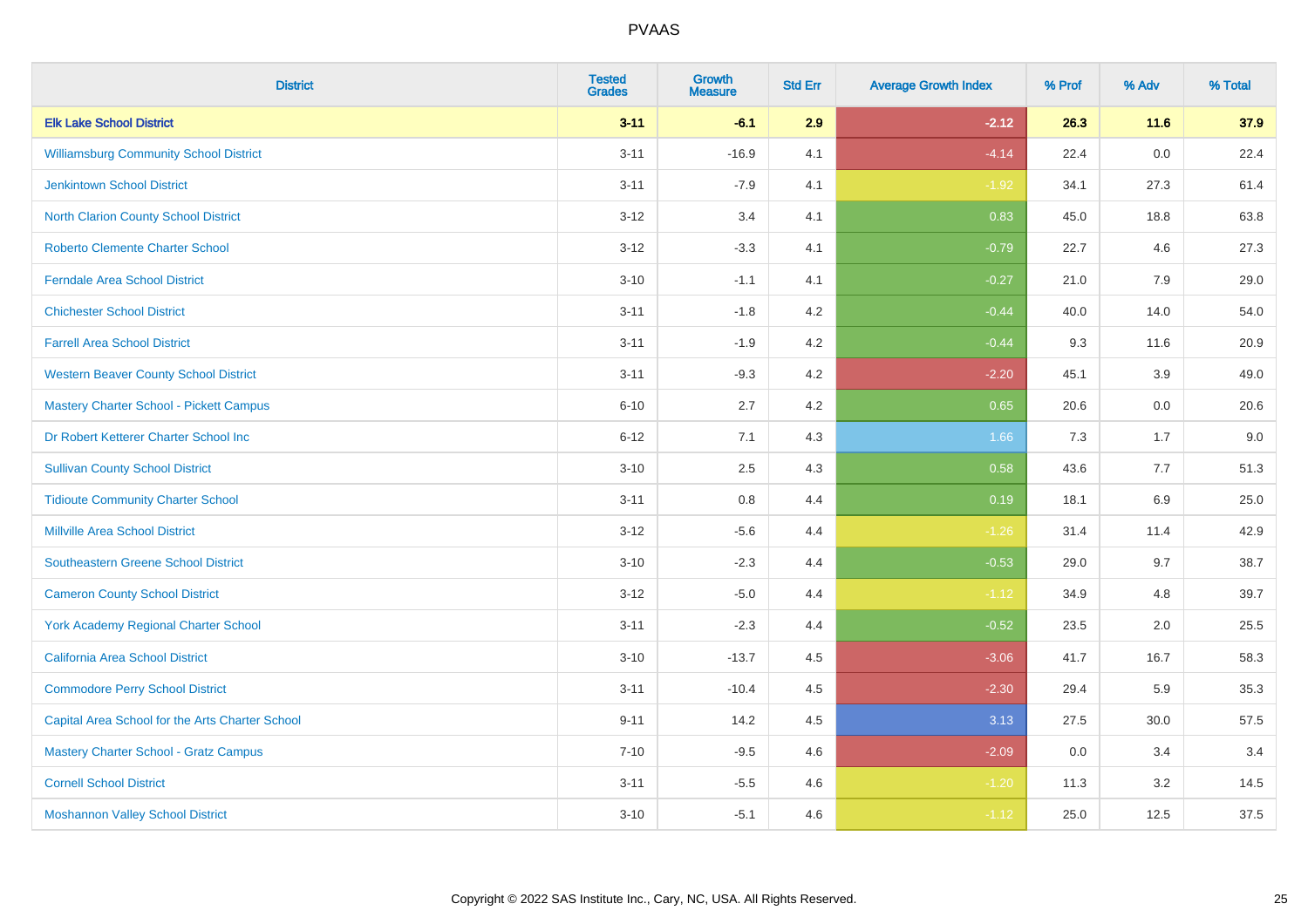# PVAAS

| District | Tested Grades | Growth Measure | Std Err | Average Growth Index | % Prof | % Adv | % Total |
|---|---|---|---|---|---|---|---|
| **Elk Lake School District** | **3-11** | **-6.1** | **2.9** | **-2.12** | **26.3** | **11.6** | **37.9** |
| Williamsburg Community School District | 3-11 | -16.9 | 4.1 | -4.14 | 22.4 | 0.0 | 22.4 |
| Jenkintown School District | 3-11 | -7.9 | 4.1 | -1.92 | 34.1 | 27.3 | 61.4 |
| North Clarion County School District | 3-12 | 3.4 | 4.1 | 0.83 | 45.0 | 18.8 | 63.8 |
| Roberto Clemente Charter School | 3-12 | -3.3 | 4.1 | -0.79 | 22.7 | 4.6 | 27.3 |
| Ferndale Area School District | 3-10 | -1.1 | 4.1 | -0.27 | 21.0 | 7.9 | 29.0 |
| Chichester School District | 3-11 | -1.8 | 4.2 | -0.44 | 40.0 | 14.0 | 54.0 |
| Farrell Area School District | 3-11 | -1.9 | 4.2 | -0.44 | 9.3 | 11.6 | 20.9 |
| Western Beaver County School District | 3-11 | -9.3 | 4.2 | -2.20 | 45.1 | 3.9 | 49.0 |
| Mastery Charter School - Pickett Campus | 6-10 | 2.7 | 4.2 | 0.65 | 20.6 | 0.0 | 20.6 |
| Dr Robert Ketterer Charter School Inc | 6-12 | 7.1 | 4.3 | 1.66 | 7.3 | 1.7 | 9.0 |
| Sullivan County School District | 3-10 | 2.5 | 4.3 | 0.58 | 43.6 | 7.7 | 51.3 |
| Tidioute Community Charter School | 3-11 | 0.8 | 4.4 | 0.19 | 18.1 | 6.9 | 25.0 |
| Millville Area School District | 3-12 | -5.6 | 4.4 | -1.26 | 31.4 | 11.4 | 42.9 |
| Southeastern Greene School District | 3-10 | -2.3 | 4.4 | -0.53 | 29.0 | 9.7 | 38.7 |
| Cameron County School District | 3-12 | -5.0 | 4.4 | -1.12 | 34.9 | 4.8 | 39.7 |
| York Academy Regional Charter School | 3-11 | -2.3 | 4.4 | -0.52 | 23.5 | 2.0 | 25.5 |
| California Area School District | 3-10 | -13.7 | 4.5 | -3.06 | 41.7 | 16.7 | 58.3 |
| Commodore Perry School District | 3-11 | -10.4 | 4.5 | -2.30 | 29.4 | 5.9 | 35.3 |
| Capital Area School for the Arts Charter School | 9-11 | 14.2 | 4.5 | 3.13 | 27.5 | 30.0 | 57.5 |
| Mastery Charter School - Gratz Campus | 7-10 | -9.5 | 4.6 | -2.09 | 0.0 | 3.4 | 3.4 |
| Cornell School District | 3-11 | -5.5 | 4.6 | -1.20 | 11.3 | 3.2 | 14.5 |
| Moshannon Valley School District | 3-10 | -5.1 | 4.6 | -1.12 | 25.0 | 12.5 | 37.5 |

Copyright © 2022 SAS Institute Inc., Cary, NC, USA. All Rights Reserved.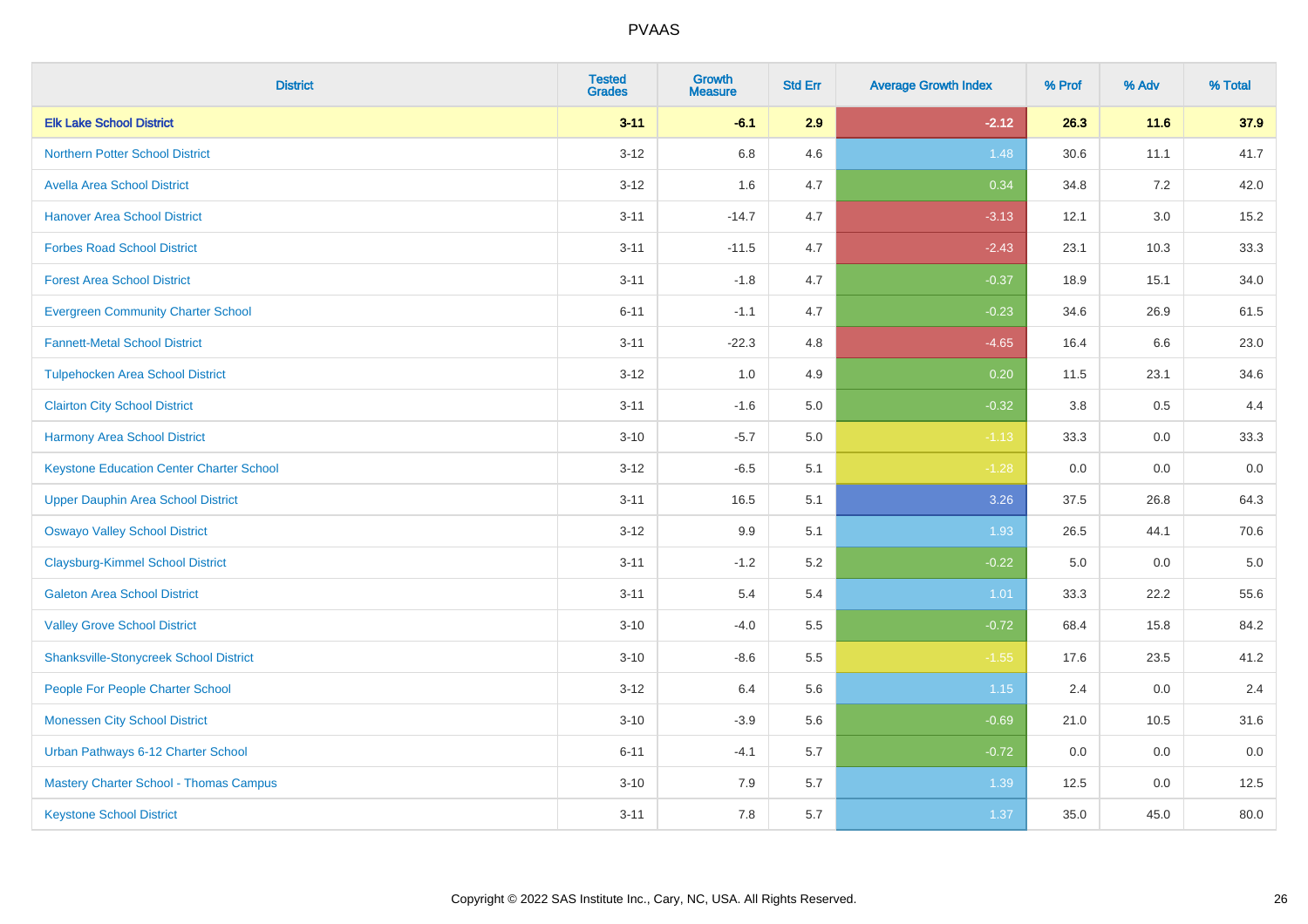# PVAAS

| District | Tested Grades | Growth Measure | Std Err | Average Growth Index | % Prof | % Adv | % Total |
|---|---|---|---|---|---|---|---|
| **Elk Lake School District** | **3-11** | **-6.1** | **2.9** | **-2.12** | **26.3** | **11.6** | **37.9** |
| Northern Potter School District | 3-12 | 6.8 | 4.6 | 1.48 | 30.6 | 11.1 | 41.7 |
| Avella Area School District | 3-12 | 1.6 | 4.7 | 0.34 | 34.8 | 7.2 | 42.0 |
| Hanover Area School District | 3-11 | -14.7 | 4.7 | -3.13 | 12.1 | 3.0 | 15.2 |
| Forbes Road School District | 3-11 | -11.5 | 4.7 | -2.43 | 23.1 | 10.3 | 33.3 |
| Forest Area School District | 3-11 | -1.8 | 4.7 | -0.37 | 18.9 | 15.1 | 34.0 |
| Evergreen Community Charter School | 6-11 | -1.1 | 4.7 | -0.23 | 34.6 | 26.9 | 61.5 |
| Fannett-Metal School District | 3-11 | -22.3 | 4.8 | -4.65 | 16.4 | 6.6 | 23.0 |
| Tulpehocken Area School District | 3-12 | 1.0 | 4.9 | 0.20 | 11.5 | 23.1 | 34.6 |
| Clairton City School District | 3-11 | -1.6 | 5.0 | -0.32 | 3.8 | 0.5 | 4.4 |
| Harmony Area School District | 3-10 | -5.7 | 5.0 | -1.13 | 33.3 | 0.0 | 33.3 |
| Keystone Education Center Charter School | 3-12 | -6.5 | 5.1 | -1.28 | 0.0 | 0.0 | 0.0 |
| Upper Dauphin Area School District | 3-11 | 16.5 | 5.1 | 3.26 | 37.5 | 26.8 | 64.3 |
| Oswayo Valley School District | 3-12 | 9.9 | 5.1 | 1.93 | 26.5 | 44.1 | 70.6 |
| Claysburg-Kimmel School District | 3-11 | -1.2 | 5.2 | -0.22 | 5.0 | 0.0 | 5.0 |
| Galeton Area School District | 3-11 | 5.4 | 5.4 | 1.01 | 33.3 | 22.2 | 55.6 |
| Valley Grove School District | 3-10 | -4.0 | 5.5 | -0.72 | 68.4 | 15.8 | 84.2 |
| Shanksville-Stonycreek School District | 3-10 | -8.6 | 5.5 | -1.55 | 17.6 | 23.5 | 41.2 |
| People For People Charter School | 3-12 | 6.4 | 5.6 | 1.15 | 2.4 | 0.0 | 2.4 |
| Monessen City School District | 3-10 | -3.9 | 5.6 | -0.69 | 21.0 | 10.5 | 31.6 |
| Urban Pathways 6-12 Charter School | 6-11 | -4.1 | 5.7 | -0.72 | 0.0 | 0.0 | 0.0 |
| Mastery Charter School - Thomas Campus | 3-10 | 7.9 | 5.7 | 1.39 | 12.5 | 0.0 | 12.5 |
| Keystone School District | 3-11 | 7.8 | 5.7 | 1.37 | 35.0 | 45.0 | 80.0 |

Copyright © 2022 SAS Institute Inc., Cary, NC, USA. All Rights Reserved.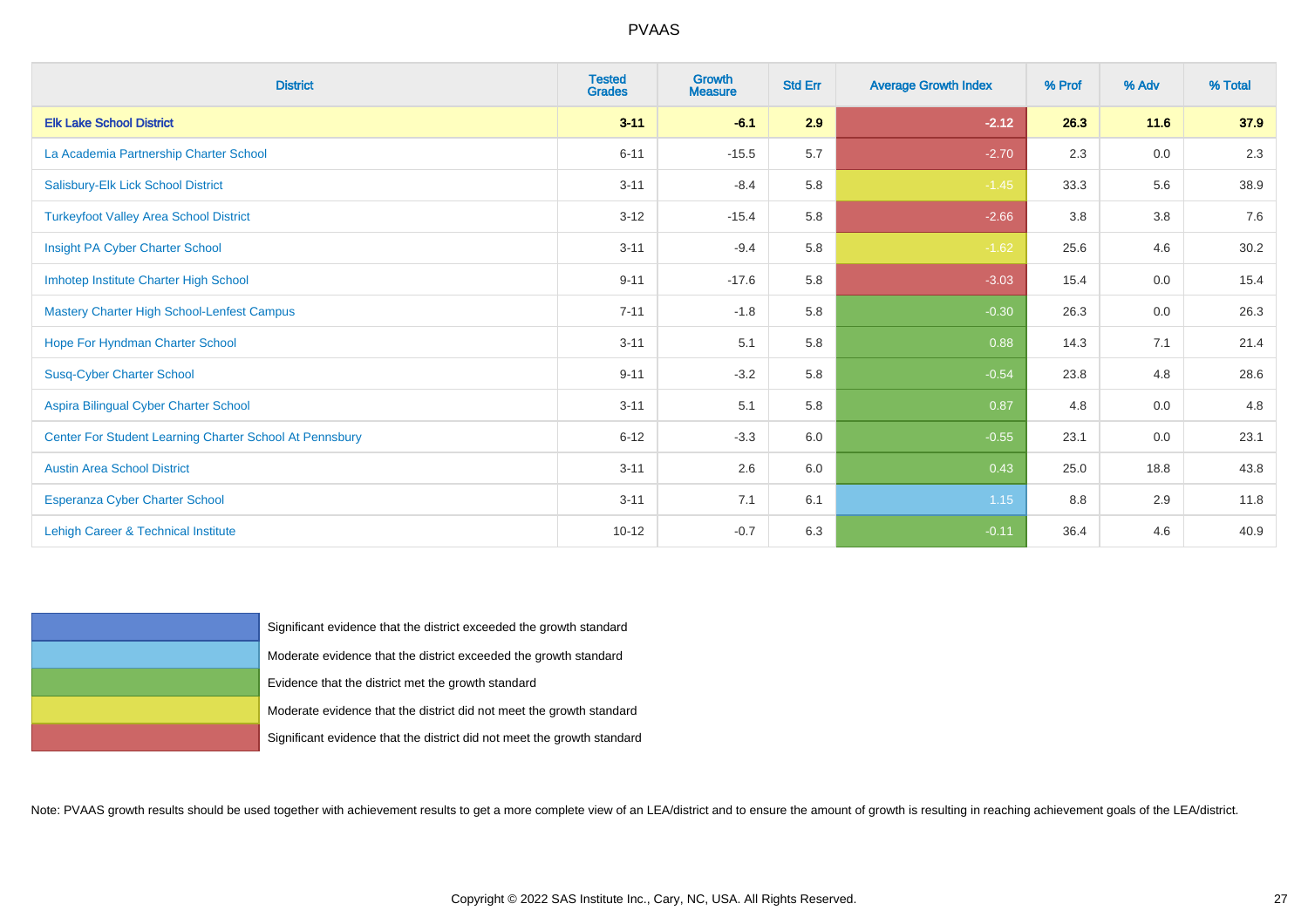# PVAAS

| District | Tested Grades | Growth Measure | Std Err | Average Growth Index | % Prof | % Adv | % Total |
|---|---|---|---|---|---|---|---|
| **Elk Lake School District** | **3-11** | **-6.1** | **2.9** | **-2.12** | **26.3** | **11.6** | **37.9** |
| La Academia Partnership Charter School | 6-11 | -15.5 | 5.7 | -2.70 | 2.3 | 0.0 | 2.3 |
| Salisbury-Elk Lick School District | 3-11 | -8.4 | 5.8 | -1.45 | 33.3 | 5.6 | 38.9 |
| Turkeyfoot Valley Area School District | 3-12 | -15.4 | 5.8 | -2.66 | 3.8 | 3.8 | 7.6 |
| Insight PA Cyber Charter School | 3-11 | -9.4 | 5.8 | -1.62 | 25.6 | 4.6 | 30.2 |
| Imhotep Institute Charter High School | 9-11 | -17.6 | 5.8 | -3.03 | 15.4 | 0.0 | 15.4 |
| Mastery Charter High School-Lenfest Campus | 7-11 | -1.8 | 5.8 | -0.30 | 26.3 | 0.0 | 26.3 |
| Hope For Hyndman Charter School | 3-11 | 5.1 | 5.8 | 0.88 | 14.3 | 7.1 | 21.4 |
| Susq-Cyber Charter School | 9-11 | -3.2 | 5.8 | -0.54 | 23.8 | 4.8 | 28.6 |
| Aspira Bilingual Cyber Charter School | 3-11 | 5.1 | 5.8 | 0.87 | 4.8 | 0.0 | 4.8 |
| Center For Student Learning Charter School At Pennsbury | 6-12 | -3.3 | 6.0 | -0.55 | 23.1 | 0.0 | 23.1 |
| Austin Area School District | 3-11 | 2.6 | 6.0 | 0.43 | 25.0 | 18.8 | 43.8 |
| Esperanza Cyber Charter School | 3-11 | 7.1 | 6.1 | 1.15 | 8.8 | 2.9 | 11.8 |
| Lehigh Career & Technical Institute | 10-12 | -0.7 | 6.3 | -0.11 | 36.4 | 4.6 | 40.9 |

Significant evidence that the district exceeded the growth standard

Moderate evidence that the district exceeded the growth standard

Evidence that the district met the growth standard

Moderate evidence that the district did not meet the growth standard

Significant evidence that the district did not meet the growth standard

Note: PVAAS growth results should be used together with achievement results to get a more complete view of an LEA/district and to ensure the amount of growth is resulting in reaching achievement goals of the LEA/district.

Copyright © 2022 SAS Institute Inc., Cary, NC, USA. All Rights Reserved.